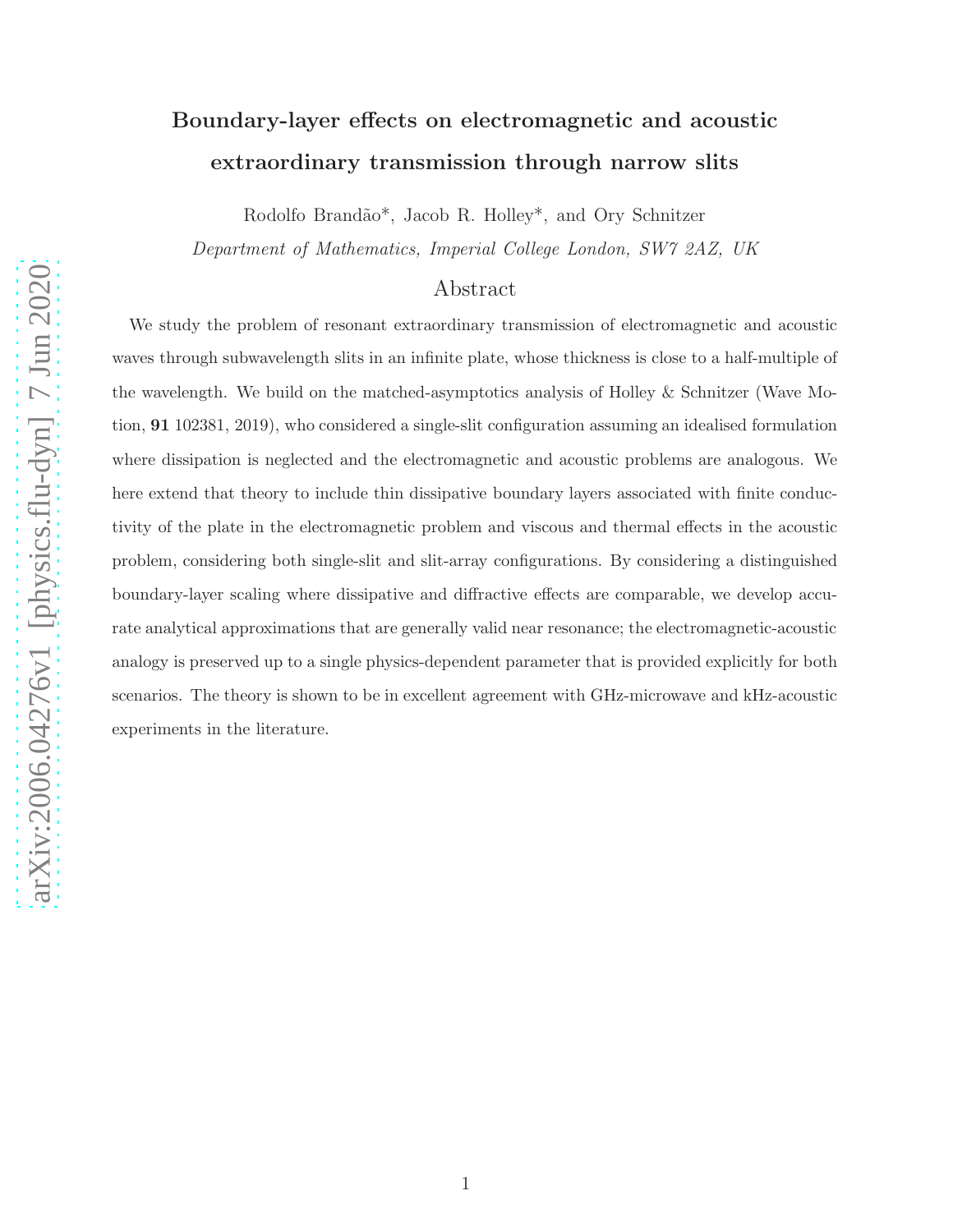# Boundary-layer effects on electromagnetic and acoustic extraordinary transmission through narrow slits

Rodolfo Brandão*, Jacob R. Holley*, and Ory Schnitzer

*Department of Mathematics, Imperial College London, SW7 2AZ, UK*

## Abstract

We study the problem of resonant extraordinary transmission of electromagnetic and acoustic waves through subwavelength slits in an infinite plate, whose thickness is close to a half-multiple of the wavelength. We build on the matched-asymptotics analysis of Holley & Schnitzer (Wave Motion, **91** 102381, 2019), who considered a single-slit configuration assuming an idealised formulation where dissipation is neglected and the electromagnetic and acoustic problems are analogous. We here extend that theory to include thin dissipative boundary layers associated with finite conductivity of the plate in the electromagnetic problem and viscous and thermal effects in the acoustic problem, considering both single-slit and slit-array configurations. By considering a distinguished boundary-layer scaling where dissipative and diffractive effects are comparable, we develop accurate analytical approximations that are generally valid near resonance; the electromagnetic-acoustic analogy is preserved up to a single physics-dependent parameter that is provided explicitly for both scenarios. The theory is shown to be in excellent agreement with GHz-microwave and kHz-acoustic experiments in the literature.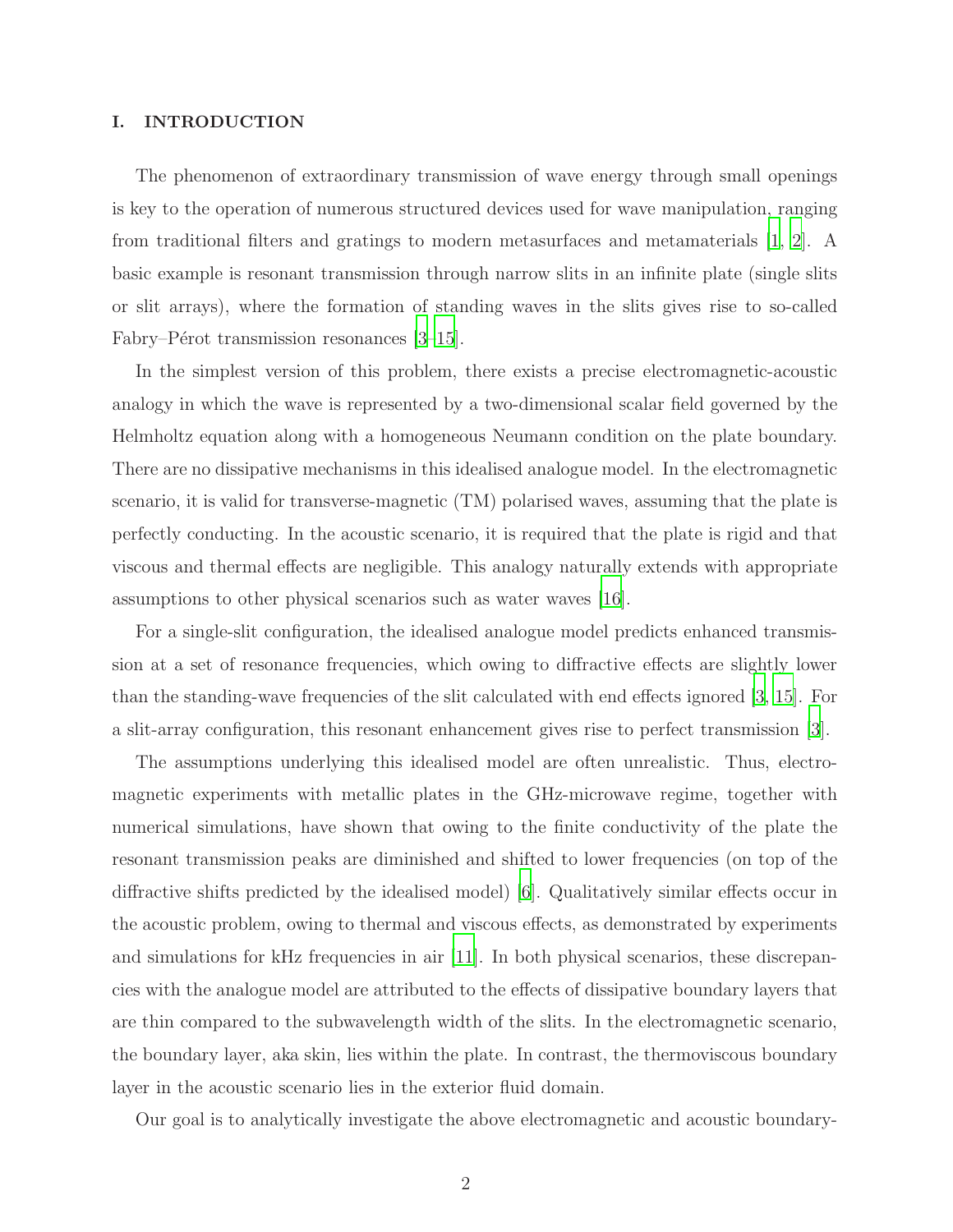## I. INTRODUCTION

The phenomenon of extraordinary transmission of wave energy through small openings is key to the operation of numerous structured devices used for wave manipulation, ranging from traditional filters and gratings to modern metasurfaces and metamaterials [1, 2]. A basic example is resonant transmission through narrow slits in an infinite plate (single slits or slit arrays), where the formation of standing waves in the slits gives rise to so-called Fabry–Pérot transmission resonances [3–15].

In the simplest version of this problem, there exists a precise electromagnetic-acoustic analogy in which the wave is represented by a two-dimensional scalar field governed by the Helmholtz equation along with a homogeneous Neumann condition on the plate boundary. There are no dissipative mechanisms in this idealised analogue model. In the electromagnetic scenario, it is valid for transverse-magnetic (TM) polarised waves, assuming that the plate is perfectly conducting. In the acoustic scenario, it is required that the plate is rigid and that viscous and thermal effects are negligible. This analogy naturally extends with appropriate assumptions to other physical scenarios such as water waves [16].

For a single-slit configuration, the idealised analogue model predicts enhanced transmission at a set of resonance frequencies, which owing to diffractive effects are slightly lower than the standing-wave frequencies of the slit calculated with end effects ignored [3, 15]. For a slit-array configuration, this resonant enhancement gives rise to perfect transmission [3].

The assumptions underlying this idealised model are often unrealistic. Thus, electromagnetic experiments with metallic plates in the GHz-microwave regime, together with numerical simulations, have shown that owing to the finite conductivity of the plate the resonant transmission peaks are diminished and shifted to lower frequencies (on top of the diffractive shifts predicted by the idealised model) [6]. Qualitatively similar effects occur in the acoustic problem, owing to thermal and viscous effects, as demonstrated by experiments and simulations for kHz frequencies in air [11]. In both physical scenarios, these discrepancies with the analogue model are attributed to the effects of dissipative boundary layers that are thin compared to the subwavelength width of the slits. In the electromagnetic scenario, the boundary layer, aka skin, lies within the plate. In contrast, the thermoviscous boundary layer in the acoustic scenario lies in the exterior fluid domain.

Our goal is to analytically investigate the above electromagnetic and acoustic boundary-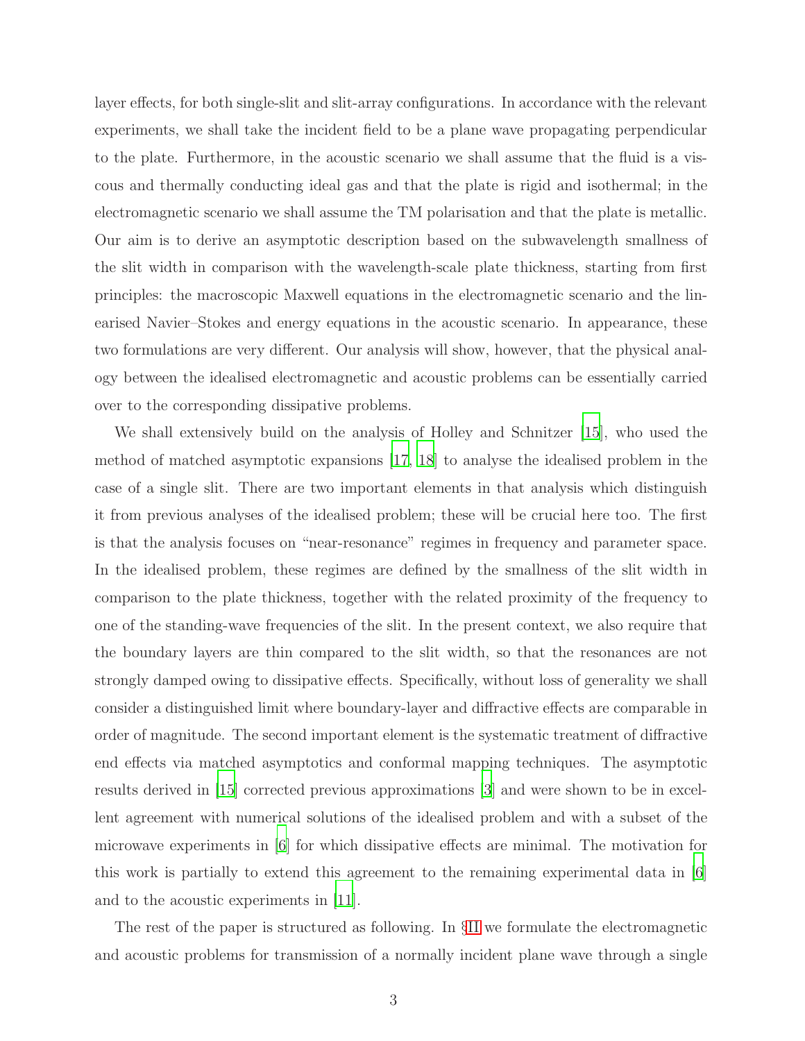layer effects, for both single-slit and slit-array configurations. In accordance with the relevant experiments, we shall take the incident field to be a plane wave propagating perpendicular to the plate. Furthermore, in the acoustic scenario we shall assume that the fluid is a viscous and thermally conducting ideal gas and that the plate is rigid and isothermal; in the electromagnetic scenario we shall assume the TM polarisation and that the plate is metallic. Our aim is to derive an asymptotic description based on the subwavelength smallness of the slit width in comparison with the wavelength-scale plate thickness, starting from first principles: the macroscopic Maxwell equations in the electromagnetic scenario and the linearised Navier–Stokes and energy equations in the acoustic scenario. In appearance, these two formulations are very different. Our analysis will show, however, that the physical analogy between the idealised electromagnetic and acoustic problems can be essentially carried over to the corresponding dissipative problems.

We shall extensively build on the analysis of Holley and Schnitzer [15], who used the method of matched asymptotic expansions [17, 18] to analyse the idealised problem in the case of a single slit. There are two important elements in that analysis which distinguish it from previous analyses of the idealised problem; these will be crucial here too. The first is that the analysis focuses on "near-resonance" regimes in frequency and parameter space. In the idealised problem, these regimes are defined by the smallness of the slit width in comparison to the plate thickness, together with the related proximity of the frequency to one of the standing-wave frequencies of the slit. In the present context, we also require that the boundary layers are thin compared to the slit width, so that the resonances are not strongly damped owing to dissipative effects. Specifically, without loss of generality we shall consider a distinguished limit where boundary-layer and diffractive effects are comparable in order of magnitude. The second important element is the systematic treatment of diffractive end effects via matched asymptotics and conformal mapping techniques. The asymptotic results derived in [15] corrected previous approximations [3] and were shown to be in excellent agreement with numerical solutions of the idealised problem and with a subset of the microwave experiments in [6] for which dissipative effects are minimal. The motivation for this work is partially to extend this agreement to the remaining experimental data in [6] and to the acoustic experiments in [11].

The rest of the paper is structured as following. In §II we formulate the electromagnetic and acoustic problems for transmission of a normally incident plane wave through a single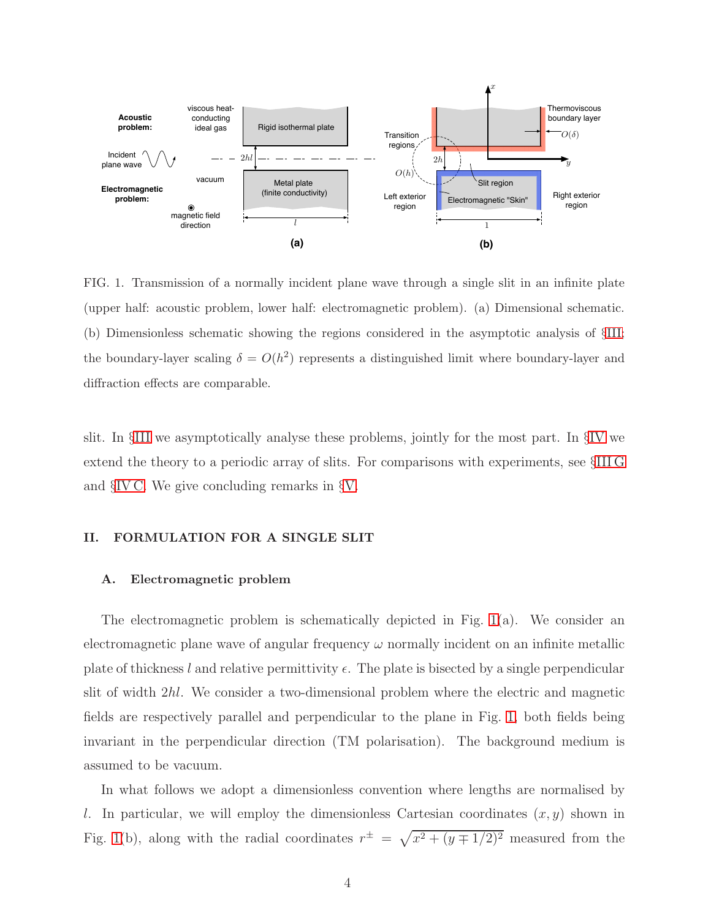FIG. 1. Transmission of a normally incident plane wave through a single slit in an infinite plate (upper half: acoustic problem, lower half: electromagnetic problem). (a) Dimensional schematic. (b) Dimensionless schematic showing the regions considered in the asymptotic analysis of §III; the boundary-layer scaling $\delta = O(h^2)$ represents a distinguished limit where boundary-layer and diffraction effects are comparable.

slit. In §III we asymptotically analyse these problems, jointly for the most part. In §IV we extend the theory to a periodic array of slits. For comparisons with experiments, see §III G and §IV C. We give concluding remarks in §V.

## II. FORMULATION FOR A SINGLE SLIT

### A. Electromagnetic problem

The electromagnetic problem is schematically depicted in Fig. 1(a). We consider an electromagnetic plane wave of angular frequency $\omega$ normally incident on an infinite metallic plate of thickness $l$ and relative permittivity $\epsilon$. The plate is bisected by a single perpendicular slit of width $2hl$. We consider a two-dimensional problem where the electric and magnetic fields are respectively parallel and perpendicular to the plane in Fig. 1, both fields being invariant in the perpendicular direction (TM polarisation). The background medium is assumed to be vacuum.

In what follows we adopt a dimensionless convention where lengths are normalised by $l$. In particular, we will employ the dimensionless Cartesian coordinates $(x, y)$ shown in Fig. 1(b), along with the radial coordinates $r^{\pm} = \sqrt{x^2 + (y \mp 1/2)^2}$ measured from the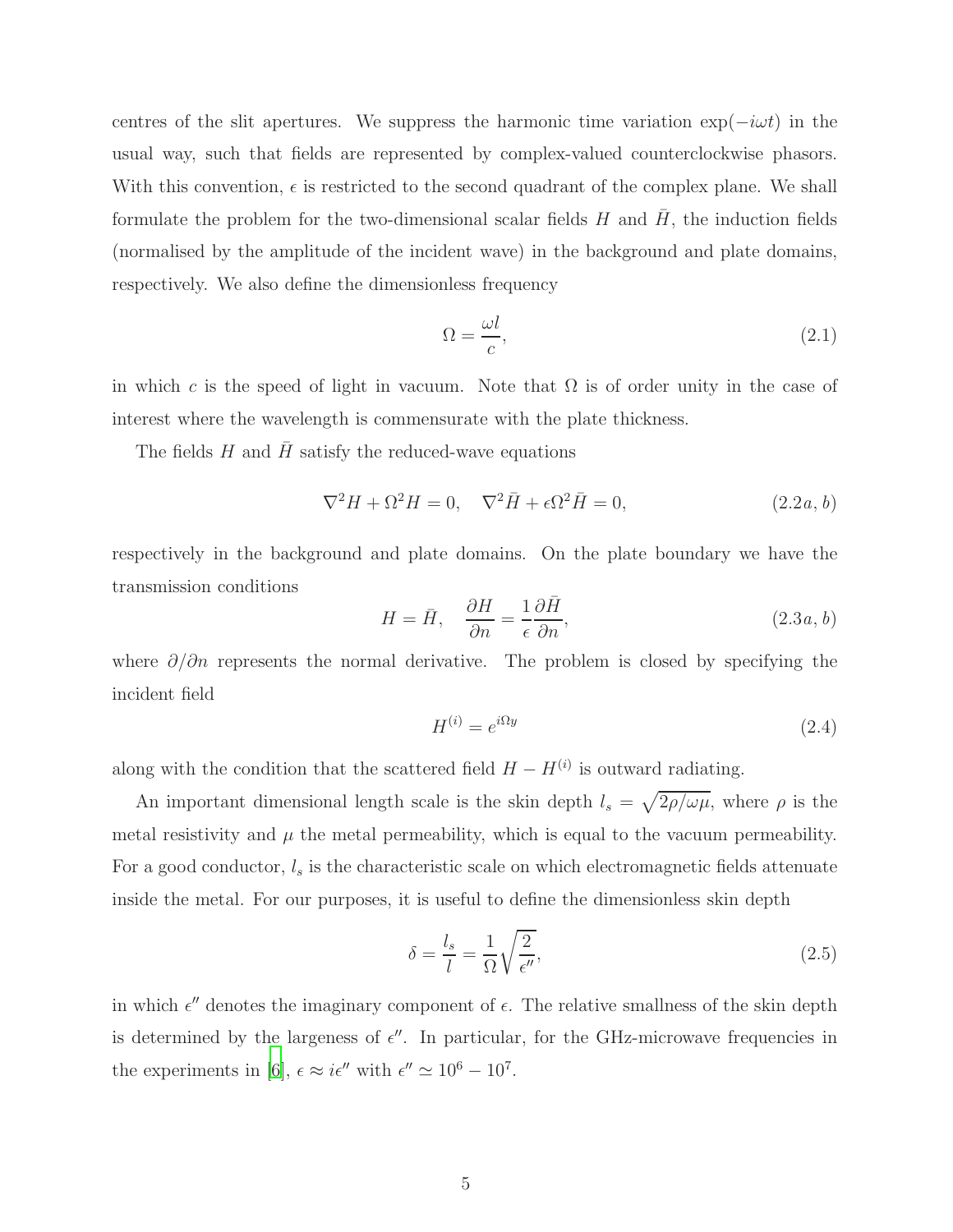centres of the slit apertures. We suppress the harmonic time variation $\exp(-i\omega t)$ in the usual way, such that fields are represented by complex-valued counterclockwise phasors. With this convention, $\epsilon$ is restricted to the second quadrant of the complex plane. We shall formulate the problem for the two-dimensional scalar fields $H$ and $\bar{H}$, the induction fields (normalised by the amplitude of the incident wave) in the background and plate domains, respectively. We also define the dimensionless frequency

$$\Omega = \frac{\omega l}{c}, \tag{2.1}$$

in which $c$ is the speed of light in vacuum. Note that $\Omega$ is of order unity in the case of interest where the wavelength is commensurate with the plate thickness.

The fields $H$ and $\bar{H}$ satisfy the reduced-wave equations

$$\nabla^2 H + \Omega^2 H = 0, \quad \nabla^2 \bar{H} + \epsilon\Omega^2 \bar{H} = 0, \tag{2.2$a,b$}$$

respectively in the background and plate domains. On the plate boundary we have the transmission conditions

$$H = \bar{H}, \quad \frac{\partial H}{\partial n} = \frac{1}{\epsilon}\frac{\partial \bar{H}}{\partial n}, \tag{2.3$a,b$}$$

where $\partial/\partial n$ represents the normal derivative. The problem is closed by specifying the incident field

$$H^{(i)} = e^{i\Omega y} \tag{2.4}$$

along with the condition that the scattered field $H - H^{(i)}$ is outward radiating.

An important dimensional length scale is the skin depth $l_s = \sqrt{2\rho/\omega\mu}$, where $\rho$ is the metal resistivity and $\mu$ the metal permeability, which is equal to the vacuum permeability. For a good conductor, $l_s$ is the characteristic scale on which electromagnetic fields attenuate inside the metal. For our purposes, it is useful to define the dimensionless skin depth

$$\delta = \frac{l_s}{l} = \frac{1}{\Omega}\sqrt{\frac{2}{\epsilon''}}, \tag{2.5}$$

in which $\epsilon''$ denotes the imaginary component of $\epsilon$. The relative smallness of the skin depth is determined by the largeness of $\epsilon''$. In particular, for the GHz-microwave frequencies in the experiments in [6], $\epsilon \approx i\epsilon''$ with $\epsilon'' \simeq 10^6 - 10^7$.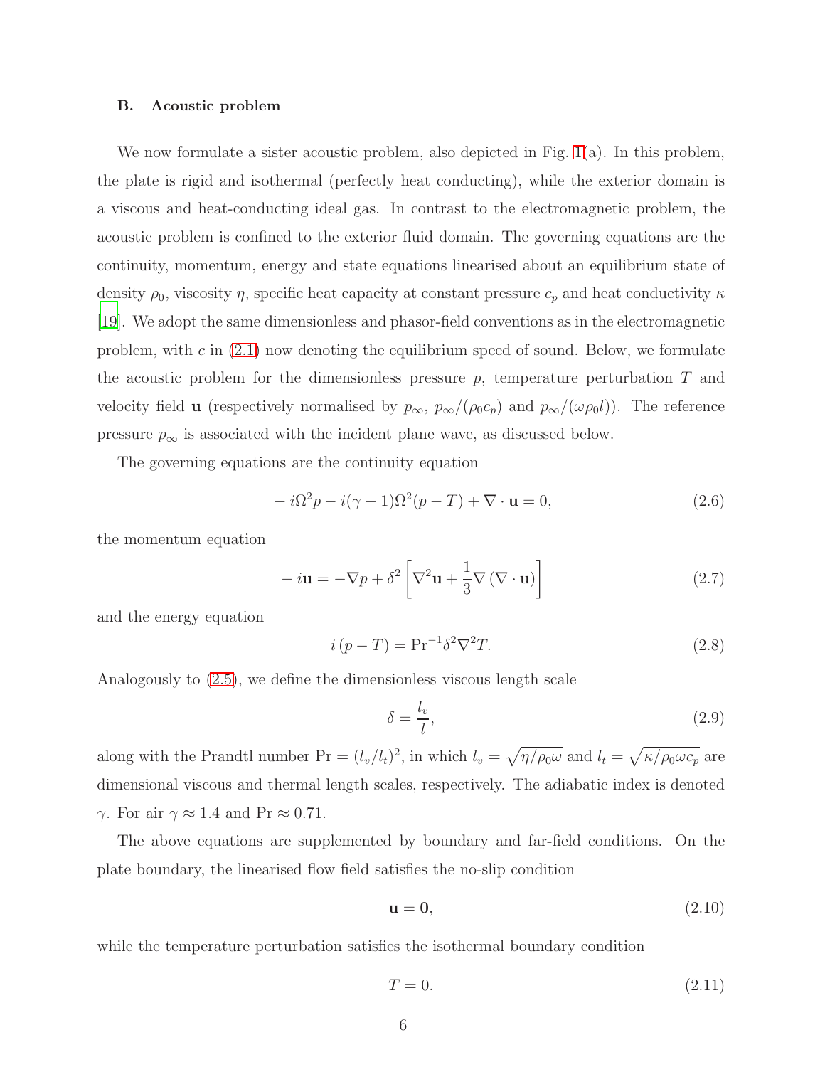### B. Acoustic problem

We now formulate a sister acoustic problem, also depicted in Fig. 1(a). In this problem, the plate is rigid and isothermal (perfectly heat conducting), while the exterior domain is a viscous and heat-conducting ideal gas. In contrast to the electromagnetic problem, the acoustic problem is confined to the exterior fluid domain. The governing equations are the continuity, momentum, energy and state equations linearised about an equilibrium state of density $\rho_0$, viscosity $\eta$, specific heat capacity at constant pressure $c_p$ and heat conductivity $\kappa$ [19]. We adopt the same dimensionless and phasor-field conventions as in the electromagnetic problem, with $c$ in (2.1) now denoting the equilibrium speed of sound. Below, we formulate the acoustic problem for the dimensionless pressure $p$, temperature perturbation $T$ and velocity field $\mathbf{u}$ (respectively normalised by $p_\infty$, $p_\infty/(\rho_0 c_p)$ and $p_\infty/(\omega\rho_0 l)$). The reference pressure $p_\infty$ is associated with the incident plane wave, as discussed below.

The governing equations are the continuity equation

$$-i\Omega^2 p - i(\gamma-1)\Omega^2(p-T) + \nabla\cdot\mathbf{u} = 0, \tag{2.6}$$

the momentum equation

$$-i\mathbf{u} = -\nabla p + \delta^2\left[\nabla^2\mathbf{u} + \frac{1}{3}\nabla\left(\nabla\cdot\mathbf{u}\right)\right] \tag{2.7}$$

and the energy equation

$$i\left(p-T\right) = \mathrm{Pr}^{-1}\delta^2\nabla^2 T. \tag{2.8}$$

Analogously to (2.5), we define the dimensionless viscous length scale

$$\delta = \frac{l_v}{l}, \tag{2.9}$$

along with the Prandtl number $\mathrm{Pr} = (l_v/l_t)^2$, in which $l_v = \sqrt{\eta/\rho_0\omega}$ and $l_t = \sqrt{\kappa/\rho_0\omega c_p}$ are dimensional viscous and thermal length scales, respectively. The adiabatic index is denoted $\gamma$. For air $\gamma \approx 1.4$ and $\mathrm{Pr} \approx 0.71$.

The above equations are supplemented by boundary and far-field conditions. On the plate boundary, the linearised flow field satisfies the no-slip condition

$$\mathbf{u} = \mathbf{0}, \tag{2.10}$$

while the temperature perturbation satisfies the isothermal boundary condition

$$T = 0. \tag{2.11}$$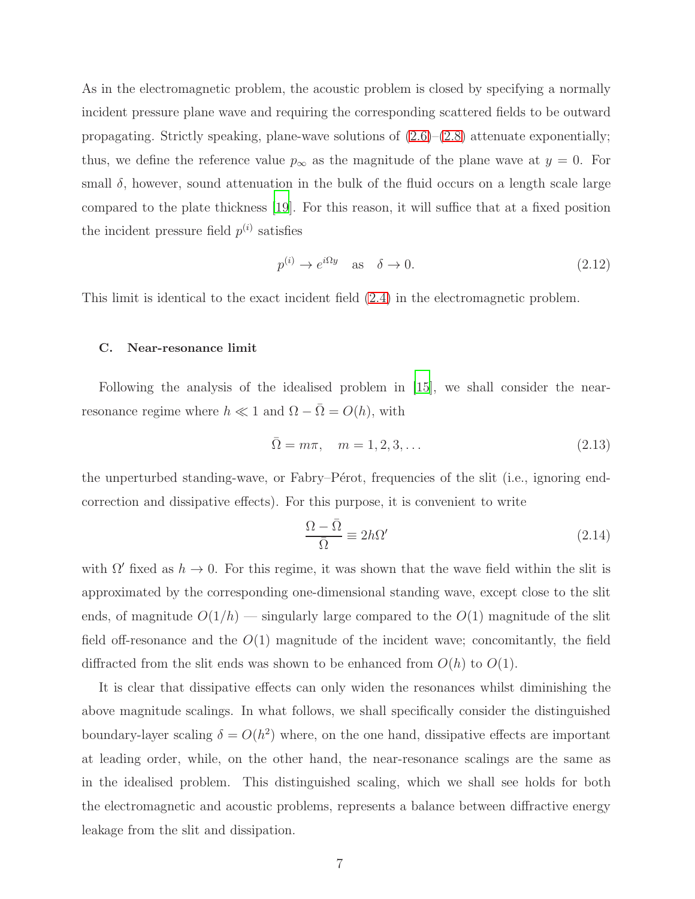As in the electromagnetic problem, the acoustic problem is closed by specifying a normally incident pressure plane wave and requiring the corresponding scattered fields to be outward propagating. Strictly speaking, plane-wave solutions of (2.6)–(2.8) attenuate exponentially; thus, we define the reference value $p_\infty$ as the magnitude of the plane wave at $y = 0$. For small $\delta$, however, sound attenuation in the bulk of the fluid occurs on a length scale large compared to the plate thickness [19]. For this reason, it will suffice that at a fixed position the incident pressure field $p^{(i)}$ satisfies

$$p^{(i)} \to e^{i\Omega y} \quad \text{as} \quad \delta \to 0. \tag{2.12}$$

This limit is identical to the exact incident field (2.4) in the electromagnetic problem.

### C. Near-resonance limit

Following the analysis of the idealised problem in [15], we shall consider the near-resonance regime where $h \ll 1$ and $\Omega - \bar{\Omega} = O(h)$, with

$$\bar{\Omega} = m\pi, \quad m = 1, 2, 3, \ldots \tag{2.13}$$

the unperturbed standing-wave, or Fabry–Pérot, frequencies of the slit (i.e., ignoring end-correction and dissipative effects). For this purpose, it is convenient to write

$$\frac{\Omega - \bar{\Omega}}{\bar{\Omega}} \equiv 2h\Omega' \tag{2.14}$$

with $\Omega'$ fixed as $h \to 0$. For this regime, it was shown that the wave field within the slit is approximated by the corresponding one-dimensional standing wave, except close to the slit ends, of magnitude $O(1/h)$ — singularly large compared to the $O(1)$ magnitude of the slit field off-resonance and the $O(1)$ magnitude of the incident wave; concomitantly, the field diffracted from the slit ends was shown to be enhanced from $O(h)$ to $O(1)$.

It is clear that dissipative effects can only widen the resonances whilst diminishing the above magnitude scalings. In what follows, we shall specifically consider the distinguished boundary-layer scaling $\delta = O(h^2)$ where, on the one hand, dissipative effects are important at leading order, while, on the other hand, the near-resonance scalings are the same as in the idealised problem. This distinguished scaling, which we shall see holds for both the electromagnetic and acoustic problems, represents a balance between diffractive energy leakage from the slit and dissipation.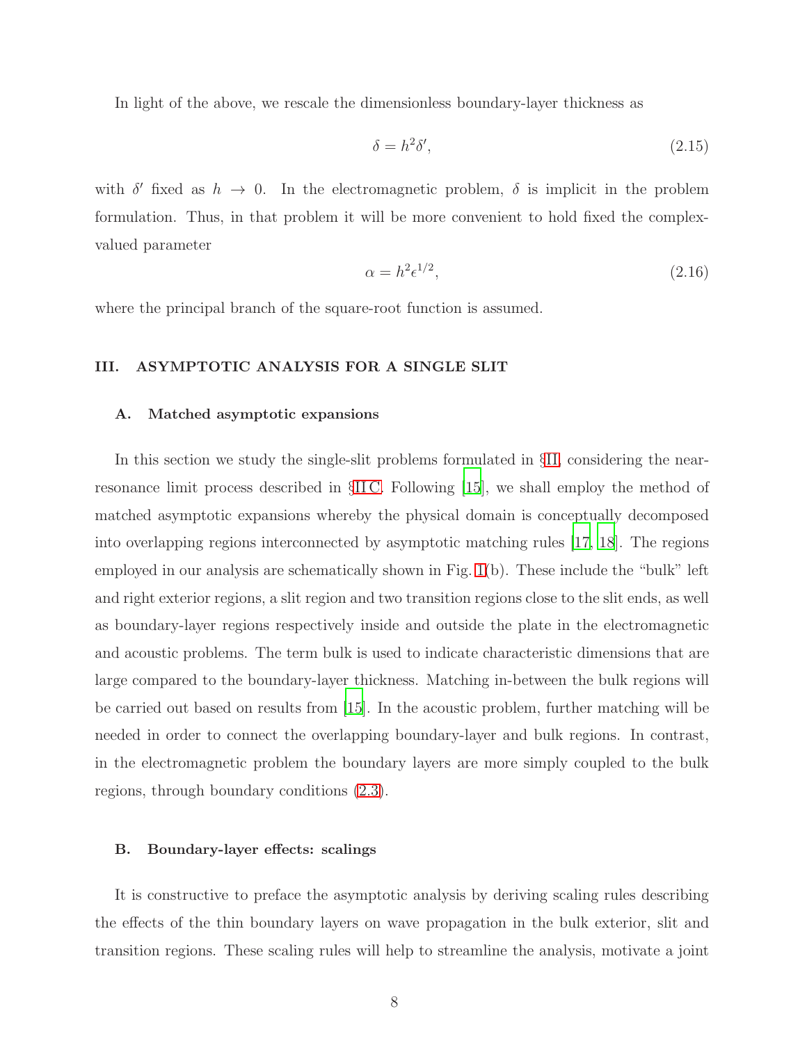In light of the above, we rescale the dimensionless boundary-layer thickness as

$$\delta = h^2 \delta', \tag{2.15}$$

with $\delta'$ fixed as $h \to 0$. In the electromagnetic problem, $\delta$ is implicit in the problem formulation. Thus, in that problem it will be more convenient to hold fixed the complex-valued parameter

$$\alpha = h^2 \epsilon^{1/2}, \tag{2.16}$$

where the principal branch of the square-root function is assumed.

## III. ASYMPTOTIC ANALYSIS FOR A SINGLE SLIT

### A. Matched asymptotic expansions

In this section we study the single-slit problems formulated in §II, considering the near-resonance limit process described in §II C. Following [15], we shall employ the method of matched asymptotic expansions whereby the physical domain is conceptually decomposed into overlapping regions interconnected by asymptotic matching rules [17, 18]. The regions employed in our analysis are schematically shown in Fig. 1(b). These include the "bulk" left and right exterior regions, a slit region and two transition regions close to the slit ends, as well as boundary-layer regions respectively inside and outside the plate in the electromagnetic and acoustic problems. The term bulk is used to indicate characteristic dimensions that are large compared to the boundary-layer thickness. Matching in-between the bulk regions will be carried out based on results from [15]. In the acoustic problem, further matching will be needed in order to connect the overlapping boundary-layer and bulk regions. In contrast, in the electromagnetic problem the boundary layers are more simply coupled to the bulk regions, through boundary conditions (2.3).

### B. Boundary-layer effects: scalings

It is constructive to preface the asymptotic analysis by deriving scaling rules describing the effects of the thin boundary layers on wave propagation in the bulk exterior, slit and transition regions. These scaling rules will help to streamline the analysis, motivate a joint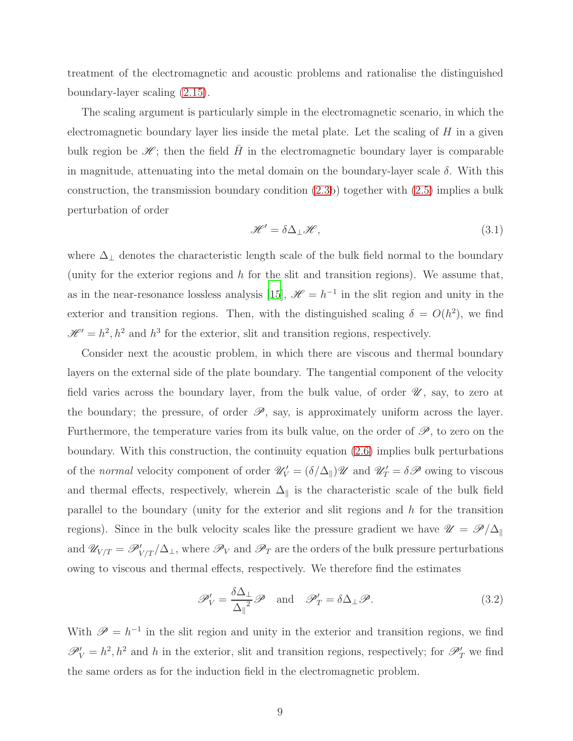treatment of the electromagnetic and acoustic problems and rationalise the distinguished boundary-layer scaling (2.15).

The scaling argument is particularly simple in the electromagnetic scenario, in which the electromagnetic boundary layer lies inside the metal plate. Let the scaling of $H$ in a given bulk region be $\mathscr{H}$; then the field $\bar{H}$ in the electromagnetic boundary layer is comparable in magnitude, attenuating into the metal domain on the boundary-layer scale $\delta$. With this construction, the transmission boundary condition (2.3b) together with (2.5) implies a bulk perturbation of order

$$\mathscr{H}' = \delta \Delta_{\perp} \mathscr{H}, \tag{3.1}$$

where $\Delta_{\perp}$ denotes the characteristic length scale of the bulk field normal to the boundary (unity for the exterior regions and $h$ for the slit and transition regions). We assume that, as in the near-resonance lossless analysis [15], $\mathscr{H} = h^{-1}$ in the slit region and unity in the exterior and transition regions. Then, with the distinguished scaling $\delta = O(h^2)$, we find $\mathscr{H}' = h^2, h^2$ and $h^3$ for the exterior, slit and transition regions, respectively.

Consider next the acoustic problem, in which there are viscous and thermal boundary layers on the external side of the plate boundary. The tangential component of the velocity field varies across the boundary layer, from the bulk value, of order $\mathscr{U}$, say, to zero at the boundary; the pressure, of order $\mathscr{P}$, say, is approximately uniform across the layer. Furthermore, the temperature varies from its bulk value, on the order of $\mathscr{P}$, to zero on the boundary. With this construction, the continuity equation (2.6) implies bulk perturbations of the *normal* velocity component of order $\mathscr{U}'_V = (\delta/\Delta_{\parallel})\mathscr{U}$ and $\mathscr{U}'_T = \delta \mathscr{P}$ owing to viscous and thermal effects, respectively, wherein $\Delta_{\parallel}$ is the characteristic scale of the bulk field parallel to the boundary (unity for the exterior and slit regions and $h$ for the transition regions). Since in the bulk velocity scales like the pressure gradient we have $\mathscr{U} = \mathscr{P}/\Delta_{\parallel}$ and $\mathscr{U}_{V/T} = \mathscr{P}'_{V/T}/\Delta_{\perp}$, where $\mathscr{P}_V$ and $\mathscr{P}_T$ are the orders of the bulk pressure perturbations owing to viscous and thermal effects, respectively. We therefore find the estimates

$$\mathscr{P}'_V = \frac{\delta \Delta_{\perp}}{{\Delta_{\parallel}}^2} \mathscr{P} \quad \text{and} \quad \mathscr{P}'_T = \delta \Delta_{\perp} \mathscr{P}. \tag{3.2}$$

With $\mathscr{P} = h^{-1}$ in the slit region and unity in the exterior and transition regions, we find $\mathscr{P}'_V = h^2, h^2$ and $h$ in the exterior, slit and transition regions, respectively; for $\mathscr{P}'_T$ we find the same orders as for the induction field in the electromagnetic problem.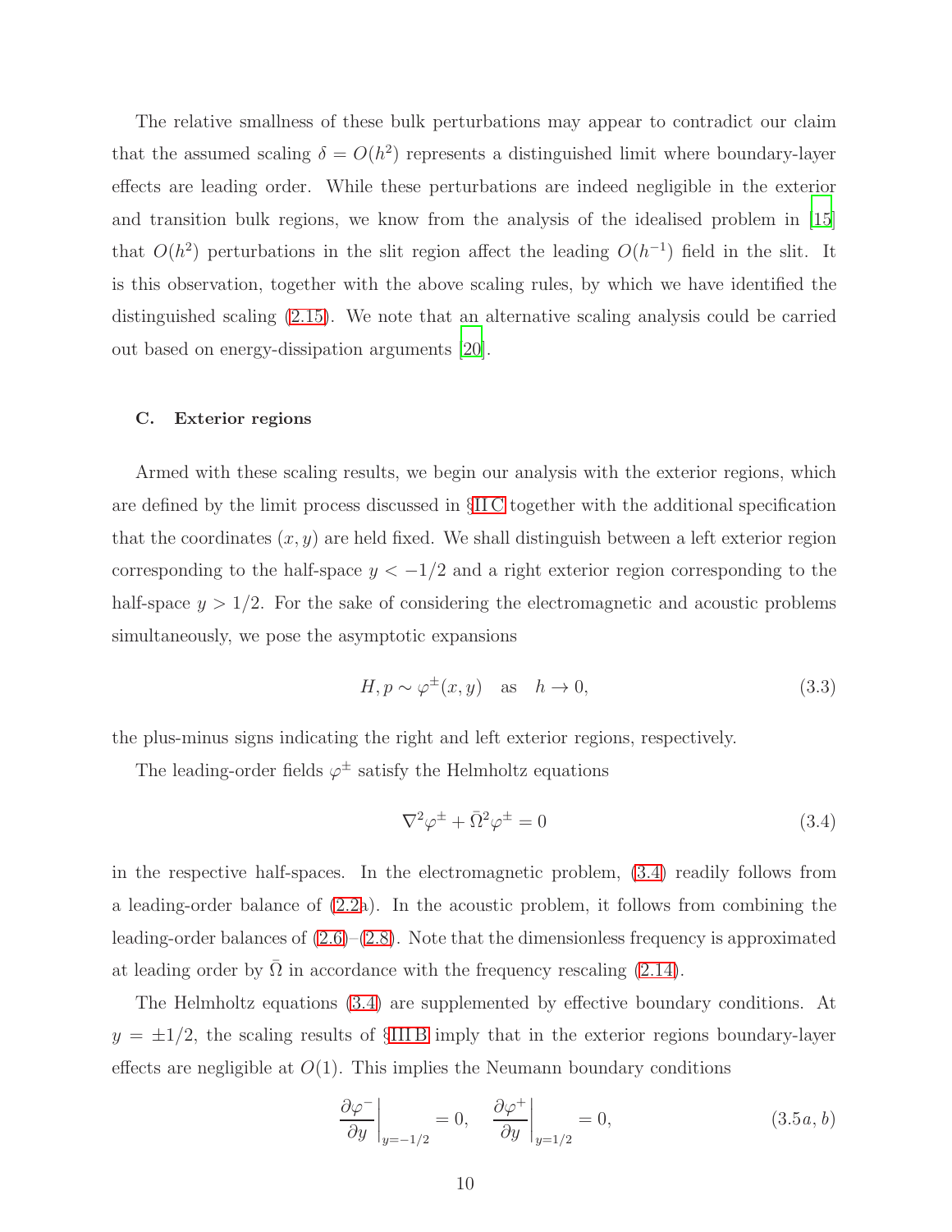The relative smallness of these bulk perturbations may appear to contradict our claim that the assumed scaling $\delta = O(h^2)$ represents a distinguished limit where boundary-layer effects are leading order. While these perturbations are indeed negligible in the exterior and transition bulk regions, we know from the analysis of the idealised problem in [15] that $O(h^2)$ perturbations in the slit region affect the leading $O(h^{-1})$ field in the slit. It is this observation, together with the above scaling rules, by which we have identified the distinguished scaling (2.15). We note that an alternative scaling analysis could be carried out based on energy-dissipation arguments [20].

### C. Exterior regions

Armed with these scaling results, we begin our analysis with the exterior regions, which are defined by the limit process discussed in §II C together with the additional specification that the coordinates $(x, y)$ are held fixed. We shall distinguish between a left exterior region corresponding to the half-space $y < -1/2$ and a right exterior region corresponding to the half-space $y > 1/2$. For the sake of considering the electromagnetic and acoustic problems simultaneously, we pose the asymptotic expansions

$$H, p \sim \varphi^{\pm}(x, y) \quad \text{as} \quad h \to 0, \tag{3.3}$$

the plus-minus signs indicating the right and left exterior regions, respectively.

The leading-order fields $\varphi^{\pm}$ satisfy the Helmholtz equations

$$\nabla^2 \varphi^{\pm} + \bar{\Omega}^2 \varphi^{\pm} = 0 \tag{3.4}$$

in the respective half-spaces. In the electromagnetic problem, (3.4) readily follows from a leading-order balance of (2.2a). In the acoustic problem, it follows from combining the leading-order balances of (2.6)–(2.8). Note that the dimensionless frequency is approximated at leading order by $\bar{\Omega}$ in accordance with the frequency rescaling (2.14).

The Helmholtz equations (3.4) are supplemented by effective boundary conditions. At $y = \pm 1/2$, the scaling results of §III B imply that in the exterior regions boundary-layer effects are negligible at $O(1)$. This implies the Neumann boundary conditions

$$\left.\frac{\partial \varphi^-}{\partial y}\right|_{y=-1/2} = 0, \quad \left.\frac{\partial \varphi^+}{\partial y}\right|_{y=1/2} = 0, \tag{3.5$a, b$}$$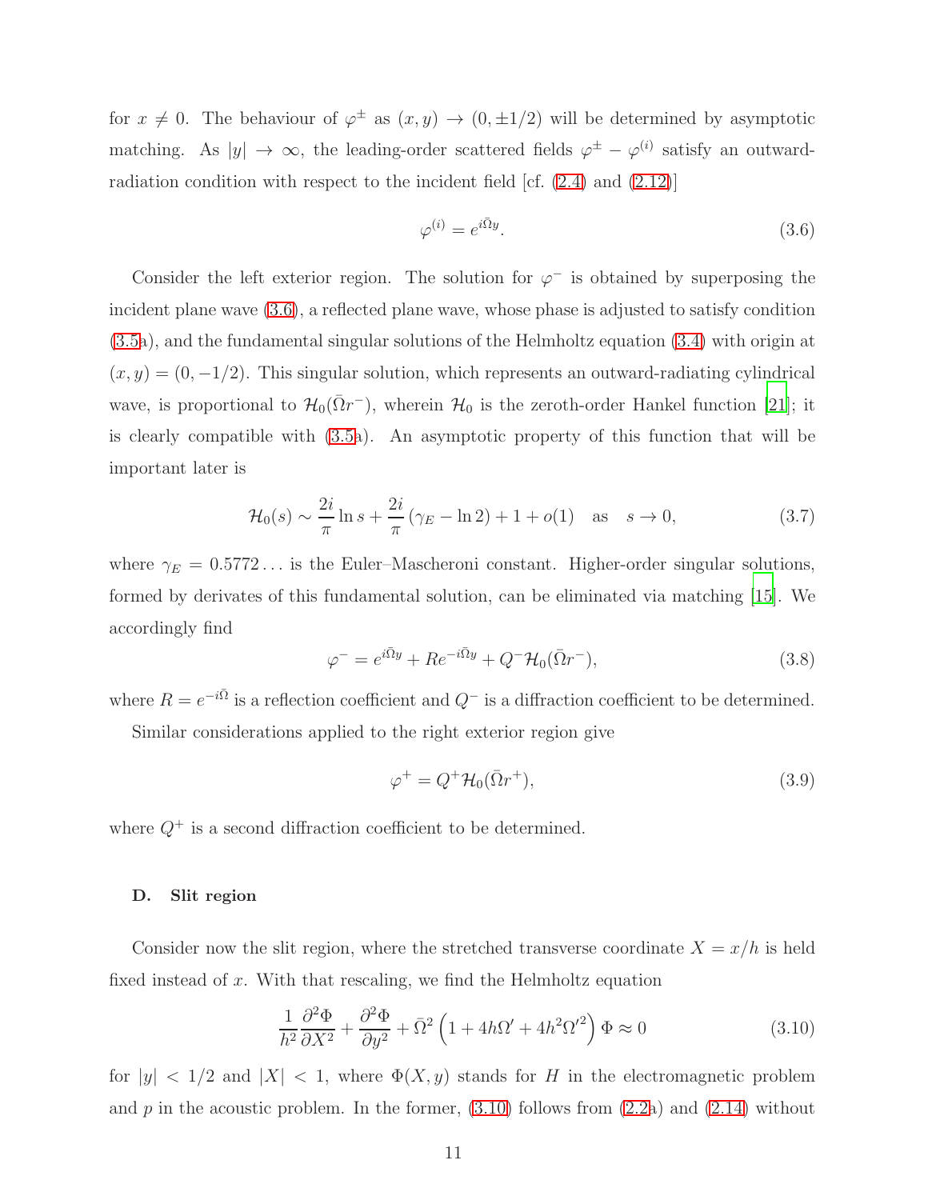for $x \neq 0$. The behaviour of $\varphi^{\pm}$ as $(x, y) \to (0, \pm 1/2)$ will be determined by asymptotic matching. As $|y| \to \infty$, the leading-order scattered fields $\varphi^{\pm} - \varphi^{(i)}$ satisfy an outward-radiation condition with respect to the incident field [cf. (2.4) and (2.12)]

$$\varphi^{(i)} = e^{i\bar{\Omega}y}. \tag{3.6}$$

Consider the left exterior region. The solution for $\varphi^{-}$ is obtained by superposing the incident plane wave (3.6), a reflected plane wave, whose phase is adjusted to satisfy condition (3.5a), and the fundamental singular solutions of the Helmholtz equation (3.4) with origin at $(x, y) = (0, -1/2)$. This singular solution, which represents an outward-radiating cylindrical wave, is proportional to $\mathcal{H}_0(\bar{\Omega}r^{-})$, wherein $\mathcal{H}_0$ is the zeroth-order Hankel function [21]; it is clearly compatible with (3.5a). An asymptotic property of this function that will be important later is

$$\mathcal{H}_0(s) \sim \frac{2i}{\pi} \ln s + \frac{2i}{\pi} (\gamma_E - \ln 2) + 1 + o(1) \quad \text{as} \quad s \to 0, \tag{3.7}$$

where $\gamma_E = 0.5772\ldots$ is the Euler–Mascheroni constant. Higher-order singular solutions, formed by derivates of this fundamental solution, can be eliminated via matching [15]. We accordingly find

$$\varphi^{-} = e^{i\bar{\Omega}y} + Re^{-i\bar{\Omega}y} + Q^{-}\mathcal{H}_0(\bar{\Omega}r^{-}), \tag{3.8}$$

where $R = e^{-i\bar{\Omega}}$ is a reflection coefficient and $Q^{-}$ is a diffraction coefficient to be determined.

Similar considerations applied to the right exterior region give

$$\varphi^{+} = Q^{+}\mathcal{H}_0(\bar{\Omega}r^{+}), \tag{3.9}$$

where $Q^{+}$ is a second diffraction coefficient to be determined.

### D. Slit region

Consider now the slit region, where the stretched transverse coordinate $X = x/h$ is held fixed instead of $x$. With that rescaling, we find the Helmholtz equation

$$\frac{1}{h^2}\frac{\partial^2 \Phi}{\partial X^2} + \frac{\partial^2 \Phi}{\partial y^2} + \bar{\Omega}^2 \left(1 + 4h\Omega' + 4h^2\Omega'^2\right)\Phi \approx 0 \tag{3.10}$$

for $|y| < 1/2$ and $|X| < 1$, where $\Phi(X, y)$ stands for $H$ in the electromagnetic problem and $p$ in the acoustic problem. In the former, (3.10) follows from (2.2a) and (2.14) without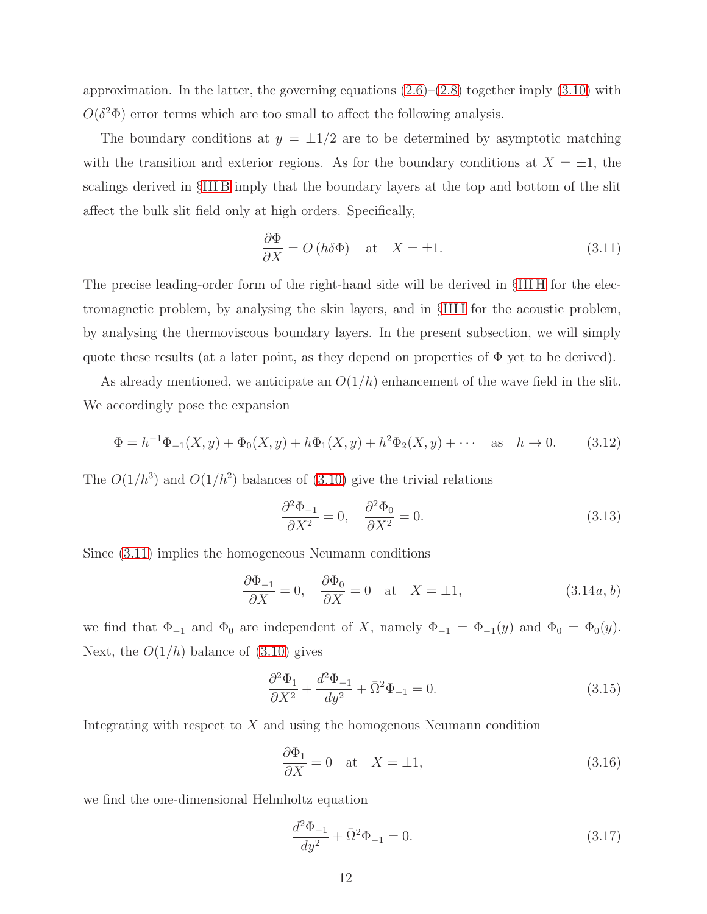approximation. In the latter, the governing equations (2.6)–(2.8) together imply (3.10) with $O(\delta^2\Phi)$ error terms which are too small to affect the following analysis.

The boundary conditions at $y = \pm 1/2$ are to be determined by asymptotic matching with the transition and exterior regions. As for the boundary conditions at $X = \pm 1$, the scalings derived in §III B imply that the boundary layers at the top and bottom of the slit affect the bulk slit field only at high orders. Specifically,

$$\frac{\partial \Phi}{\partial X} = O\left(h\delta\Phi\right) \quad \text{at} \quad X = \pm 1. \tag{3.11}$$

The precise leading-order form of the right-hand side will be derived in §III H for the electromagnetic problem, by analysing the skin layers, and in §III I for the acoustic problem, by analysing the thermoviscous boundary layers. In the present subsection, we will simply quote these results (at a later point, as they depend on properties of $\Phi$ yet to be derived).

As already mentioned, we anticipate an $O(1/h)$ enhancement of the wave field in the slit. We accordingly pose the expansion

$$\Phi = h^{-1}\Phi_{-1}(X, y) + \Phi_0(X, y) + h\Phi_1(X, y) + h^2\Phi_2(X, y) + \cdots \quad \text{as} \quad h \to 0. \tag{3.12}$$

The $O(1/h^3)$ and $O(1/h^2)$ balances of (3.10) give the trivial relations

$$\frac{\partial^2 \Phi_{-1}}{\partial X^2} = 0, \quad \frac{\partial^2 \Phi_0}{\partial X^2} = 0. \tag{3.13}$$

Since (3.11) implies the homogeneous Neumann conditions

$$\frac{\partial \Phi_{-1}}{\partial X} = 0, \quad \frac{\partial \Phi_0}{\partial X} = 0 \quad \text{at} \quad X = \pm 1, \tag{3.14$a, b$}$$

we find that $\Phi_{-1}$ and $\Phi_0$ are independent of $X$, namely $\Phi_{-1} = \Phi_{-1}(y)$ and $\Phi_0 = \Phi_0(y)$. Next, the $O(1/h)$ balance of (3.10) gives

$$\frac{\partial^2 \Phi_1}{\partial X^2} + \frac{d^2 \Phi_{-1}}{dy^2} + \bar{\Omega}^2 \Phi_{-1} = 0. \tag{3.15}$$

Integrating with respect to $X$ and using the homogenous Neumann condition

$$\frac{\partial \Phi_1}{\partial X} = 0 \quad \text{at} \quad X = \pm 1, \tag{3.16}$$

we find the one-dimensional Helmholtz equation

$$\frac{d^2 \Phi_{-1}}{dy^2} + \bar{\Omega}^2 \Phi_{-1} = 0. \tag{3.17}$$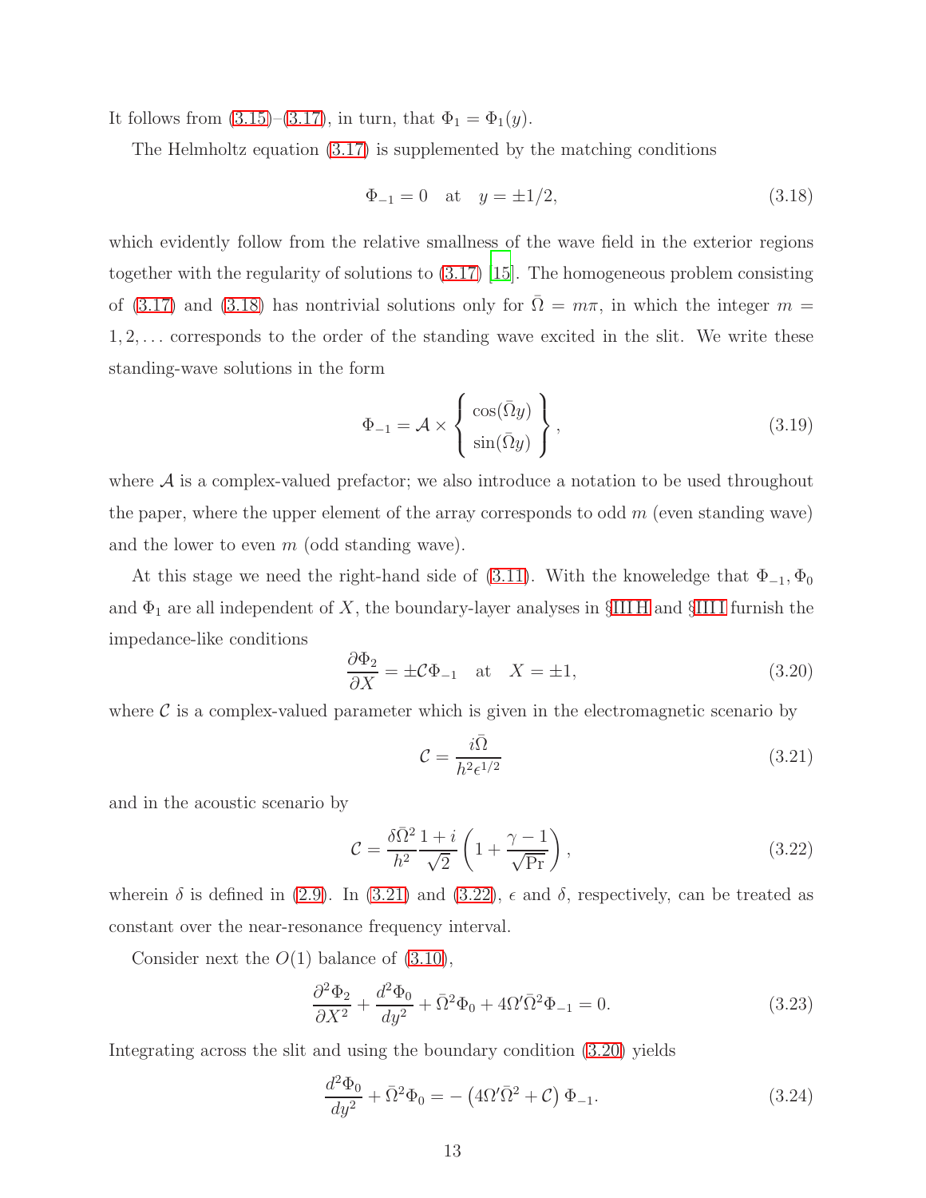It follows from (3.15)–(3.17), in turn, that $\Phi_1 = \Phi_1(y)$.

The Helmholtz equation (3.17) is supplemented by the matching conditions

$$\Phi_{-1} = 0 \quad \text{at} \quad y = \pm 1/2, \tag{3.18}$$

which evidently follow from the relative smallness of the wave field in the exterior regions together with the regularity of solutions to (3.17) [15]. The homogeneous problem consisting of (3.17) and (3.18) has nontrivial solutions only for $\bar{\Omega} = m\pi$, in which the integer $m = 1, 2, \ldots$ corresponds to the order of the standing wave excited in the slit. We write these standing-wave solutions in the form

$$\Phi_{-1} = \mathcal{A} \times \left\{ \begin{array}{c} \cos(\bar{\Omega} y) \\ \sin(\bar{\Omega} y) \end{array} \right\}, \tag{3.19}$$

where $\mathcal{A}$ is a complex-valued prefactor; we also introduce a notation to be used throughout the paper, where the upper element of the array corresponds to odd $m$ (even standing wave) and the lower to even $m$ (odd standing wave).

At this stage we need the right-hand side of (3.11). With the knoweledge that $\Phi_{-1}, \Phi_0$ and $\Phi_1$ are all independent of $X$, the boundary-layer analyses in §III H and §III I furnish the impedance-like conditions

$$\frac{\partial \Phi_2}{\partial X} = \pm \mathcal{C} \Phi_{-1} \quad \text{at} \quad X = \pm 1, \tag{3.20}$$

where $\mathcal{C}$ is a complex-valued parameter which is given in the electromagnetic scenario by

$$\mathcal{C} = \frac{i\bar{\Omega}}{h^2 \epsilon^{1/2}} \tag{3.21}$$

and in the acoustic scenario by

$$\mathcal{C} = \frac{\delta \bar{\Omega}^2}{h^2} \frac{1+i}{\sqrt{2}} \left( 1 + \frac{\gamma - 1}{\sqrt{\mathrm{Pr}}} \right), \tag{3.22}$$

wherein $\delta$ is defined in (2.9). In (3.21) and (3.22), $\epsilon$ and $\delta$, respectively, can be treated as constant over the near-resonance frequency interval.

Consider next the $O(1)$ balance of (3.10),

$$\frac{\partial^2 \Phi_2}{\partial X^2} + \frac{d^2 \Phi_0}{dy^2} + \bar{\Omega}^2 \Phi_0 + 4\Omega' \bar{\Omega}^2 \Phi_{-1} = 0. \tag{3.23}$$

Integrating across the slit and using the boundary condition (3.20) yields

$$\frac{d^2 \Phi_0}{dy^2} + \bar{\Omega}^2 \Phi_0 = -\left( 4\Omega' \bar{\Omega}^2 + \mathcal{C} \right) \Phi_{-1}. \tag{3.24}$$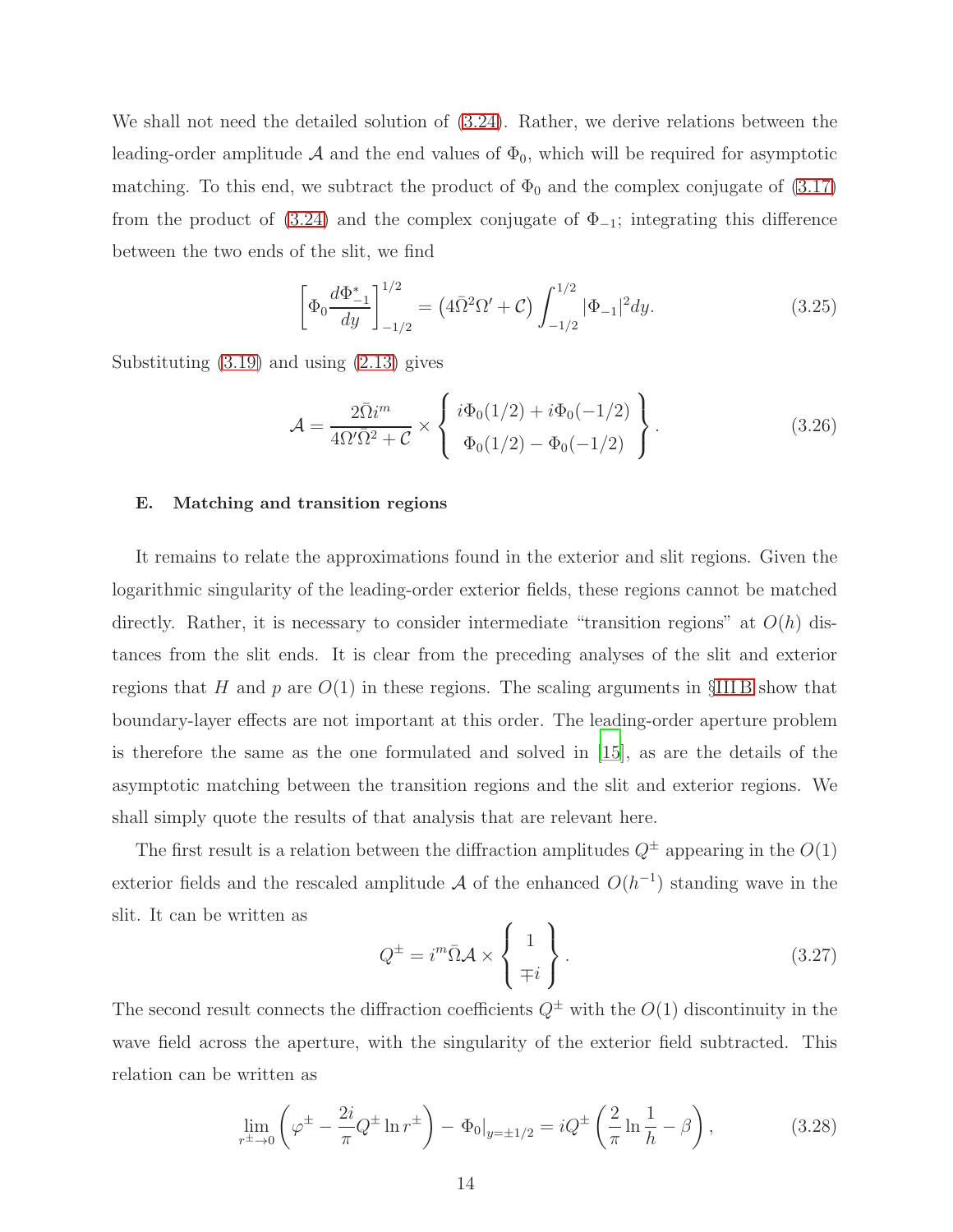We shall not need the detailed solution of (3.24). Rather, we derive relations between the leading-order amplitude $\mathcal{A}$ and the end values of $\Phi_0$, which will be required for asymptotic matching. To this end, we subtract the product of $\Phi_0$ and the complex conjugate of (3.17) from the product of (3.24) and the complex conjugate of $\Phi_{-1}$; integrating this difference between the two ends of the slit, we find

$$\left[\Phi_0 \frac{d\Phi_{-1}^*}{dy}\right]_{-1/2}^{1/2} = \left(4\bar{\Omega}^2\Omega' + \mathcal{C}\right)\int_{-1/2}^{1/2} |\Phi_{-1}|^2 dy. \tag{3.25}$$

Substituting (3.19) and using (2.13) gives

$$\mathcal{A} = \frac{2\bar{\Omega}i^m}{4\Omega'\bar{\Omega}^2 + \mathcal{C}} \times \left\{ \begin{array}{c} i\Phi_0(1/2) + i\Phi_0(-1/2) \\ \Phi_0(1/2) - \Phi_0(-1/2) \end{array} \right\}. \tag{3.26}$$

### E. Matching and transition regions

It remains to relate the approximations found in the exterior and slit regions. Given the logarithmic singularity of the leading-order exterior fields, these regions cannot be matched directly. Rather, it is necessary to consider intermediate "transition regions" at $O(h)$ distances from the slit ends. It is clear from the preceding analyses of the slit and exterior regions that $H$ and $p$ are $O(1)$ in these regions. The scaling arguments in §III B show that boundary-layer effects are not important at this order. The leading-order aperture problem is therefore the same as the one formulated and solved in [15], as are the details of the asymptotic matching between the transition regions and the slit and exterior regions. We shall simply quote the results of that analysis that are relevant here.

The first result is a relation between the diffraction amplitudes $Q^\pm$ appearing in the $O(1)$ exterior fields and the rescaled amplitude $\mathcal{A}$ of the enhanced $O(h^{-1})$ standing wave in the slit. It can be written as

$$Q^\pm = i^m\bar{\Omega}\mathcal{A} \times \left\{ \begin{array}{c} 1 \\ \mp i \end{array} \right\}. \tag{3.27}$$

The second result connects the diffraction coefficients $Q^\pm$ with the $O(1)$ discontinuity in the wave field across the aperture, with the singularity of the exterior field subtracted. This relation can be written as

$$\lim_{r^\pm \to 0}\left(\varphi^\pm - \frac{2i}{\pi}Q^\pm \ln r^\pm\right) - \Phi_0|_{y=\pm 1/2} = iQ^\pm\left(\frac{2}{\pi}\ln\frac{1}{h} - \beta\right), \tag{3.28}$$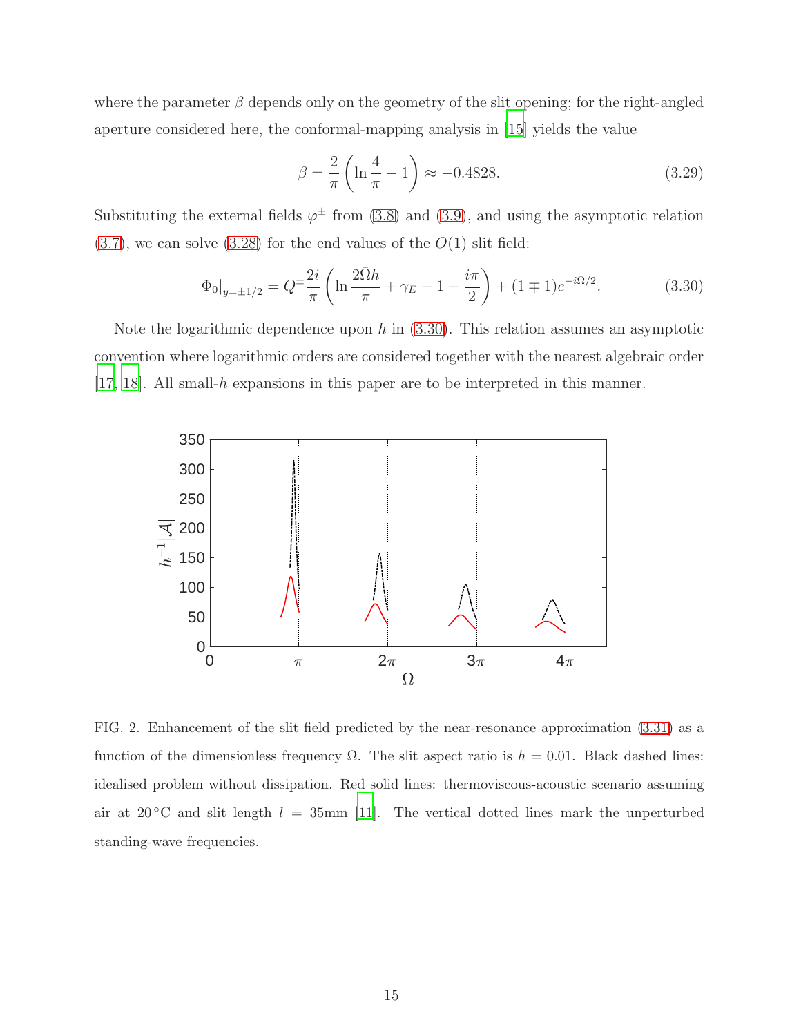where the parameter $\beta$ depends only on the geometry of the slit opening; for the right-angled aperture considered here, the conformal-mapping analysis in [15] yields the value

$$\beta = \frac{2}{\pi}\left(\ln\frac{4}{\pi} - 1\right) \approx -0.4828. \tag{3.29}$$

Substituting the external fields $\varphi^{\pm}$ from (3.8) and (3.9), and using the asymptotic relation (3.7), we can solve (3.28) for the end values of the $O(1)$ slit field:

$$\Phi_0|_{y=\pm 1/2} = Q^{\pm}\frac{2i}{\pi}\left(\ln\frac{2\bar{\Omega}h}{\pi} + \gamma_E - 1 - \frac{i\pi}{2}\right) + (1 \mp 1)e^{-i\bar{\Omega}/2}. \tag{3.30}$$

Note the logarithmic dependence upon $h$ in (3.30). This relation assumes an asymptotic convention where logarithmic orders are considered together with the nearest algebraic order [17, 18]. All small-$h$ expansions in this paper are to be interpreted in this manner.

FIG. 2. Enhancement of the slit field predicted by the near-resonance approximation (3.31) as a function of the dimensionless frequency $\Omega$. The slit aspect ratio is $h = 0.01$. Black dashed lines: idealised problem without dissipation. Red solid lines: thermoviscous-acoustic scenario assuming air at 20 °C and slit length $l = 35$mm [11]. The vertical dotted lines mark the unperturbed standing-wave frequencies.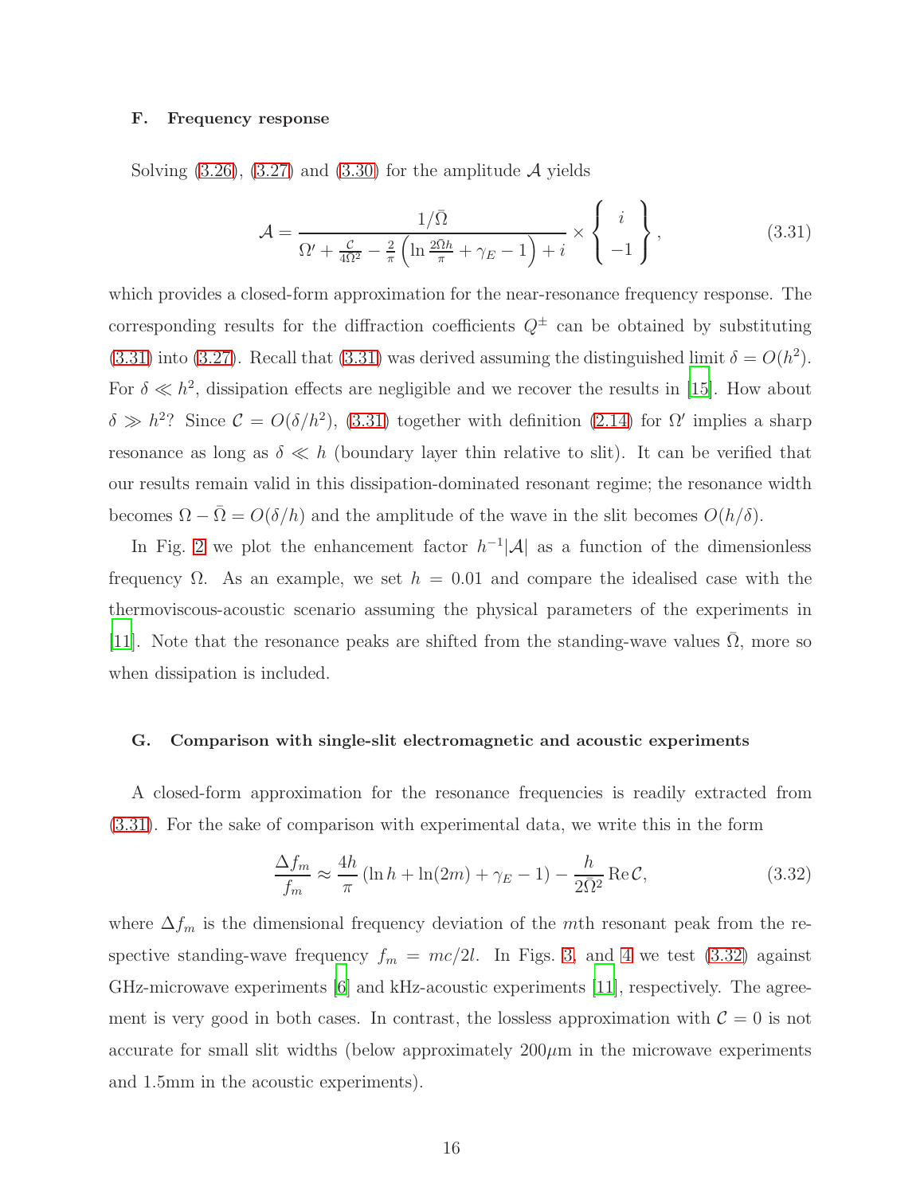### F. Frequency response

Solving (3.26), (3.27) and (3.30) for the amplitude $\mathcal{A}$ yields

$$\mathcal{A} = \frac{1/\bar{\Omega}}{\Omega' + \frac{\mathcal{C}}{4\bar{\Omega}^2} - \frac{2}{\pi}\left(\ln\frac{2\bar{\Omega}h}{\pi} + \gamma_E - 1\right) + i} \times \left\{ \begin{array}{c} i \\ -1 \end{array} \right\}, \tag{3.31}$$

which provides a closed-form approximation for the near-resonance frequency response. The corresponding results for the diffraction coefficients $Q^{\pm}$ can be obtained by substituting (3.31) into (3.27). Recall that (3.31) was derived assuming the distinguished limit $\delta = O(h^2)$. For $\delta \ll h^2$, dissipation effects are negligible and we recover the results in [15]. How about $\delta \gg h^2$? Since $\mathcal{C} = O(\delta/h^2)$, (3.31) together with definition (2.14) for $\Omega'$ implies a sharp resonance as long as $\delta \ll h$ (boundary layer thin relative to slit). It can be verified that our results remain valid in this dissipation-dominated resonant regime; the resonance width becomes $\Omega - \bar{\Omega} = O(\delta/h)$ and the amplitude of the wave in the slit becomes $O(h/\delta)$.

In Fig. 2 we plot the enhancement factor $h^{-1}|\mathcal{A}|$ as a function of the dimensionless frequency $\Omega$. As an example, we set $h = 0.01$ and compare the idealised case with the thermoviscous-acoustic scenario assuming the physical parameters of the experiments in [11]. Note that the resonance peaks are shifted from the standing-wave values $\bar{\Omega}$, more so when dissipation is included.

### G. Comparison with single-slit electromagnetic and acoustic experiments

A closed-form approximation for the resonance frequencies is readily extracted from (3.31). For the sake of comparison with experimental data, we write this in the form

$$\frac{\Delta f_m}{f_m} \approx \frac{4h}{\pi}\left(\ln h + \ln(2m) + \gamma_E - 1\right) - \frac{h}{2\bar{\Omega}^2}\,\mathrm{Re}\,\mathcal{C}, \tag{3.32}$$

where $\Delta f_m$ is the dimensional frequency deviation of the $m$th resonant peak from the respective standing-wave frequency $f_m = mc/2l$. In Figs. 3, and 4 we test (3.32) against GHz-microwave experiments [6] and kHz-acoustic experiments [11], respectively. The agreement is very good in both cases. In contrast, the lossless approximation with $\mathcal{C} = 0$ is not accurate for small slit widths (below approximately $200\mu$m in the microwave experiments and 1.5mm in the acoustic experiments).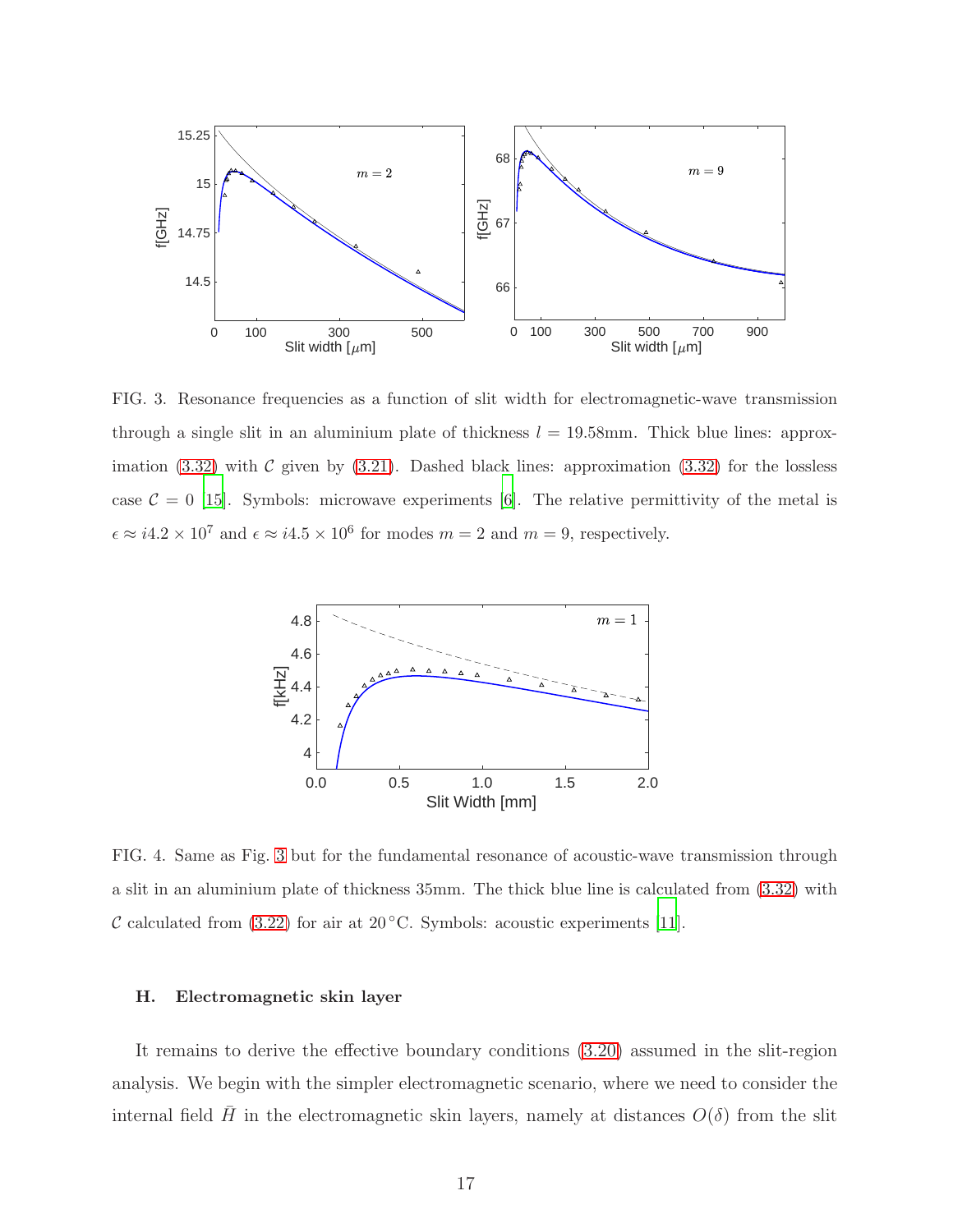FIG. 3. Resonance frequencies as a function of slit width for electromagnetic-wave transmission through a single slit in an aluminium plate of thickness $l = 19.58$mm. Thick blue lines: approximation (3.32) with $\mathcal{C}$ given by (3.21). Dashed black lines: approximation (3.32) for the lossless case $\mathcal{C} = 0$ [15]. Symbols: microwave experiments [6]. The relative permittivity of the metal is $\epsilon \approx i4.2 \times 10^7$ and $\epsilon \approx i4.5 \times 10^6$ for modes $m = 2$ and $m = 9$, respectively.

FIG. 4. Same as Fig. 3 but for the fundamental resonance of acoustic-wave transmission through a slit in an aluminium plate of thickness 35mm. The thick blue line is calculated from (3.32) with $\mathcal{C}$ calculated from (3.22) for air at 20 °C. Symbols: acoustic experiments [11].

### H. Electromagnetic skin layer

It remains to derive the effective boundary conditions (3.20) assumed in the slit-region analysis. We begin with the simpler electromagnetic scenario, where we need to consider the internal field $\bar{H}$ in the electromagnetic skin layers, namely at distances $O(\delta)$ from the slit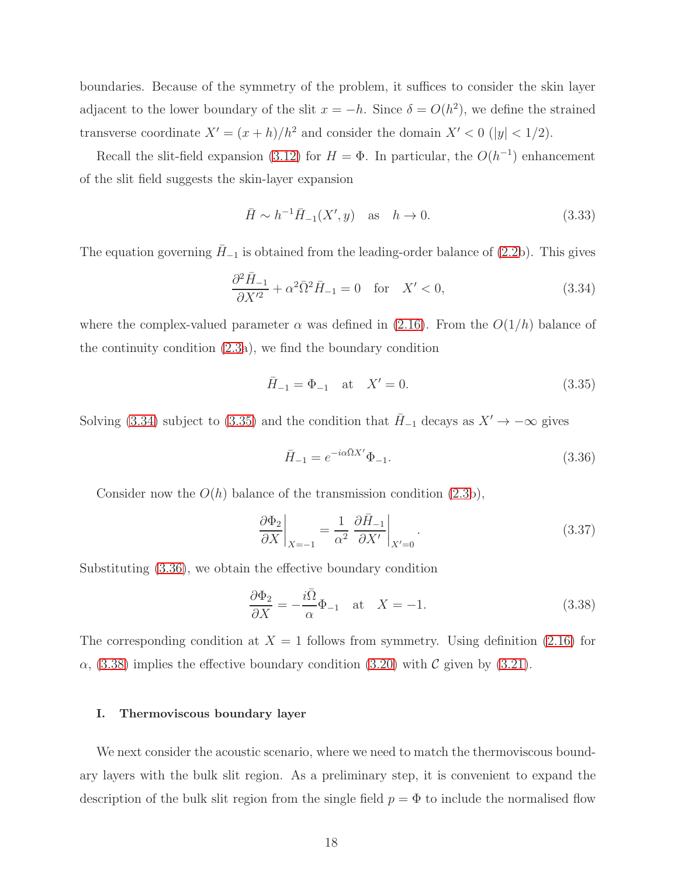boundaries. Because of the symmetry of the problem, it suffices to consider the skin layer adjacent to the lower boundary of the slit $x = -h$. Since $\delta = O(h^2)$, we define the strained transverse coordinate $X' = (x+h)/h^2$ and consider the domain $X' < 0$ ($|y| < 1/2$).

Recall the slit-field expansion (3.12) for $H = \Phi$. In particular, the $O(h^{-1})$ enhancement of the slit field suggests the skin-layer expansion

$$\bar{H} \sim h^{-1}\bar{H}_{-1}(X', y) \quad \text{as} \quad h \to 0. \tag{3.33}$$

The equation governing $\bar{H}_{-1}$ is obtained from the leading-order balance of (2.2b). This gives

$$\frac{\partial^2 \bar{H}_{-1}}{\partial X'^2} + \alpha^2 \bar{\Omega}^2 \bar{H}_{-1} = 0 \quad \text{for} \quad X' < 0, \tag{3.34}$$

where the complex-valued parameter $\alpha$ was defined in (2.16). From the $O(1/h)$ balance of the continuity condition (2.3a), we find the boundary condition

$$\bar{H}_{-1} = \Phi_{-1} \quad \text{at} \quad X' = 0. \tag{3.35}$$

Solving (3.34) subject to (3.35) and the condition that $\bar{H}_{-1}$ decays as $X' \to -\infty$ gives

$$\bar{H}_{-1} = e^{-i\alpha\bar{\Omega}X'}\Phi_{-1}. \tag{3.36}$$

Consider now the $O(h)$ balance of the transmission condition (2.3b),

$$\left.\frac{\partial \Phi_2}{\partial X}\right|_{X=-1} = \frac{1}{\alpha^2}\left.\frac{\partial \bar{H}_{-1}}{\partial X'}\right|_{X'=0}. \tag{3.37}$$

Substituting (3.36), we obtain the effective boundary condition

$$\frac{\partial \Phi_2}{\partial X} = -\frac{i\bar{\Omega}}{\alpha}\Phi_{-1} \quad \text{at} \quad X = -1. \tag{3.38}$$

The corresponding condition at $X = 1$ follows from symmetry. Using definition (2.16) for $\alpha$, (3.38) implies the effective boundary condition (3.20) with $\mathcal{C}$ given by (3.21).

### I. Thermoviscous boundary layer

We next consider the acoustic scenario, where we need to match the thermoviscous boundary layers with the bulk slit region. As a preliminary step, it is convenient to expand the description of the bulk slit region from the single field $p = \Phi$ to include the normalised flow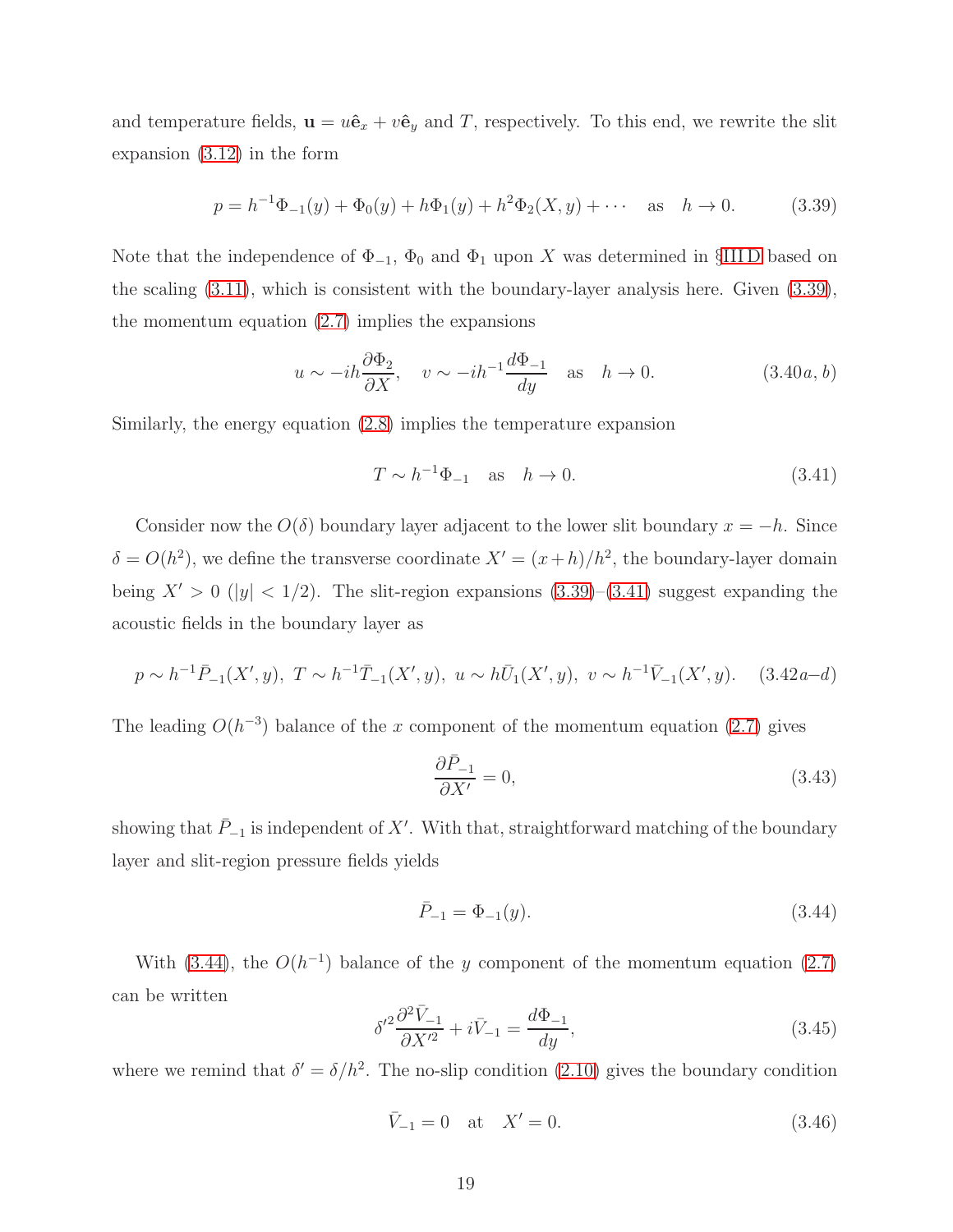and temperature fields, $\mathbf{u} = u\hat{\mathbf{e}}_x + v\hat{\mathbf{e}}_y$ and $T$, respectively. To this end, we rewrite the slit expansion (3.12) in the form

$$p = h^{-1}\Phi_{-1}(y) + \Phi_0(y) + h\Phi_1(y) + h^2\Phi_2(X, y) + \cdots \quad \text{as} \quad h \to 0. \tag{3.39}$$

Note that the independence of $\Phi_{-1}$, $\Phi_0$ and $\Phi_1$ upon $X$ was determined in §III D based on the scaling (3.11), which is consistent with the boundary-layer analysis here. Given (3.39), the momentum equation (2.7) implies the expansions

$$u \sim -ih\frac{\partial \Phi_2}{\partial X}, \quad v \sim -ih^{-1}\frac{d\Phi_{-1}}{dy} \quad \text{as} \quad h \to 0. \tag{3.40$a,b$}$$

Similarly, the energy equation (2.8) implies the temperature expansion

$$T \sim h^{-1}\Phi_{-1} \quad \text{as} \quad h \to 0. \tag{3.41}$$

Consider now the $O(\delta)$ boundary layer adjacent to the lower slit boundary $x = -h$. Since $\delta = O(h^2)$, we define the transverse coordinate $X' = (x+h)/h^2$, the boundary-layer domain being $X' > 0$ ($|y| < 1/2$). The slit-region expansions (3.39)–(3.41) suggest expanding the acoustic fields in the boundary layer as

$$p \sim h^{-1}\bar{P}_{-1}(X', y), \ T \sim h^{-1}\bar{T}_{-1}(X', y), \ u \sim h\bar{U}_1(X', y), \ v \sim h^{-1}\bar{V}_{-1}(X', y). \tag{3.42$a$–$d$}$$

The leading $O(h^{-3})$ balance of the $x$ component of the momentum equation (2.7) gives

$$\frac{\partial \bar{P}_{-1}}{\partial X'} = 0, \tag{3.43}$$

showing that $\bar{P}_{-1}$ is independent of $X'$. With that, straightforward matching of the boundary layer and slit-region pressure fields yields

$$\bar{P}_{-1} = \Phi_{-1}(y). \tag{3.44}$$

With (3.44), the $O(h^{-1})$ balance of the $y$ component of the momentum equation (2.7) can be written

$$\delta'^2\frac{\partial^2 \bar{V}_{-1}}{\partial X'^2} + i\bar{V}_{-1} = \frac{d\Phi_{-1}}{dy}, \tag{3.45}$$

where we remind that $\delta' = \delta/h^2$. The no-slip condition (2.10) gives the boundary condition

$$\bar{V}_{-1} = 0 \quad \text{at} \quad X' = 0. \tag{3.46}$$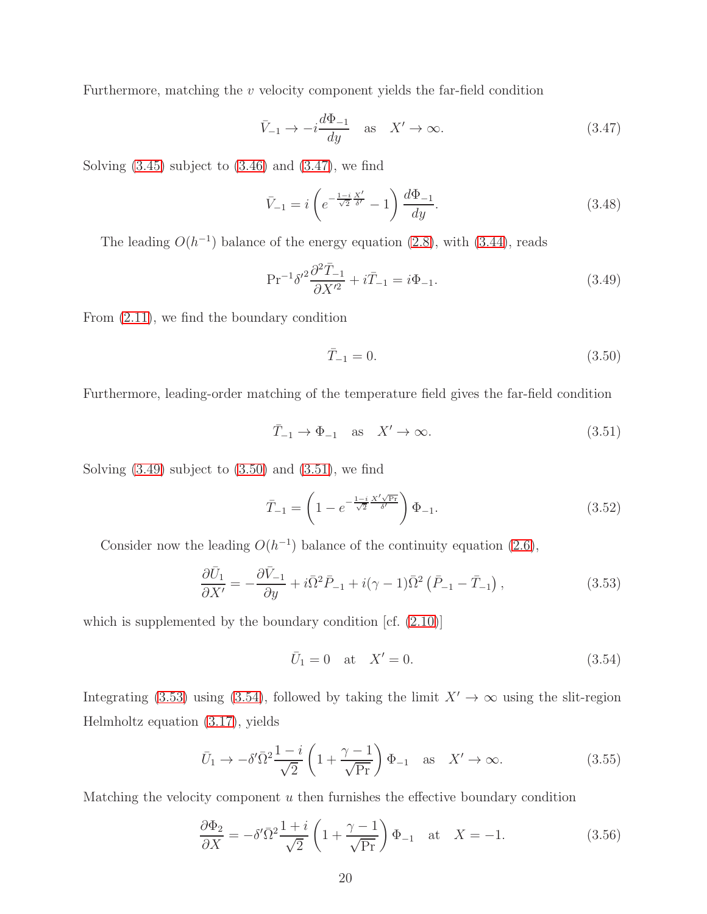Furthermore, matching the $v$ velocity component yields the far-field condition

$$\bar{V}_{-1} \to -i\frac{d\Phi_{-1}}{dy} \quad \text{as} \quad X' \to \infty. \tag{3.47}$$

Solving (3.45) subject to (3.46) and (3.47), we find

$$\bar{V}_{-1} = i\left(e^{-\frac{1-i}{\sqrt{2}}\frac{X'}{\delta'}} - 1\right)\frac{d\Phi_{-1}}{dy}. \tag{3.48}$$

The leading $O(h^{-1})$ balance of the energy equation (2.8), with (3.44), reads

$$\mathrm{Pr}^{-1}\delta'^2\frac{\partial^2\bar{T}_{-1}}{\partial X'^2} + i\bar{T}_{-1} = i\Phi_{-1}. \tag{3.49}$$

From (2.11), we find the boundary condition

$$\bar{T}_{-1} = 0. \tag{3.50}$$

Furthermore, leading-order matching of the temperature field gives the far-field condition

$$\bar{T}_{-1} \to \Phi_{-1} \quad \text{as} \quad X' \to \infty. \tag{3.51}$$

Solving (3.49) subject to (3.50) and (3.51), we find

$$\bar{T}_{-1} = \left(1 - e^{-\frac{1-i}{\sqrt{2}}\frac{X'\sqrt{\mathrm{Pr}}}{\delta'}}\right)\Phi_{-1}. \tag{3.52}$$

Consider now the leading $O(h^{-1})$ balance of the continuity equation (2.6),

$$\frac{\partial \bar{U}_1}{\partial X'} = -\frac{\partial \bar{V}_{-1}}{\partial y} + i\bar{\Omega}^2\bar{P}_{-1} + i(\gamma-1)\bar{\Omega}^2\left(\bar{P}_{-1} - \bar{T}_{-1}\right), \tag{3.53}$$

which is supplemented by the boundary condition [cf. (2.10)]

$$\bar{U}_1 = 0 \quad \text{at} \quad X' = 0. \tag{3.54}$$

Integrating (3.53) using (3.54), followed by taking the limit $X' \to \infty$ using the slit-region Helmholtz equation (3.17), yields

$$\bar{U}_1 \to -\delta'\bar{\Omega}^2\frac{1-i}{\sqrt{2}}\left(1 + \frac{\gamma-1}{\sqrt{\mathrm{Pr}}}\right)\Phi_{-1} \quad \text{as} \quad X' \to \infty. \tag{3.55}$$

Matching the velocity component $u$ then furnishes the effective boundary condition

$$\frac{\partial \Phi_2}{\partial X} = -\delta'\bar{\Omega}^2\frac{1+i}{\sqrt{2}}\left(1 + \frac{\gamma-1}{\sqrt{\mathrm{Pr}}}\right)\Phi_{-1} \quad \text{at} \quad X = -1. \tag{3.56}$$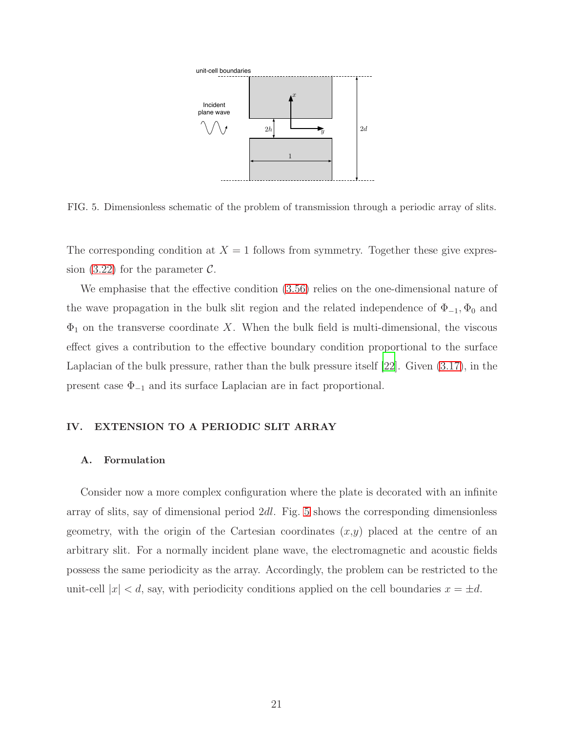FIG. 5. Dimensionless schematic of the problem of transmission through a periodic array of slits.

The corresponding condition at $X = 1$ follows from symmetry. Together these give expression (3.22) for the parameter $\mathcal{C}$.

We emphasise that the effective condition (3.56) relies on the one-dimensional nature of the wave propagation in the bulk slit region and the related independence of $\Phi_{-1}, \Phi_0$ and $\Phi_1$ on the transverse coordinate $X$. When the bulk field is multi-dimensional, the viscous effect gives a contribution to the effective boundary condition proportional to the surface Laplacian of the bulk pressure, rather than the bulk pressure itself [22]. Given (3.17), in the present case $\Phi_{-1}$ and its surface Laplacian are in fact proportional.

## IV. EXTENSION TO A PERIODIC SLIT ARRAY

### A. Formulation

Consider now a more complex configuration where the plate is decorated with an infinite array of slits, say of dimensional period $2dl$. Fig. 5 shows the corresponding dimensionless geometry, with the origin of the Cartesian coordinates $(x,y)$ placed at the centre of an arbitrary slit. For a normally incident plane wave, the electromagnetic and acoustic fields possess the same periodicity as the array. Accordingly, the problem can be restricted to the unit-cell $|x| < d$, say, with periodicity conditions applied on the cell boundaries $x = \pm d$.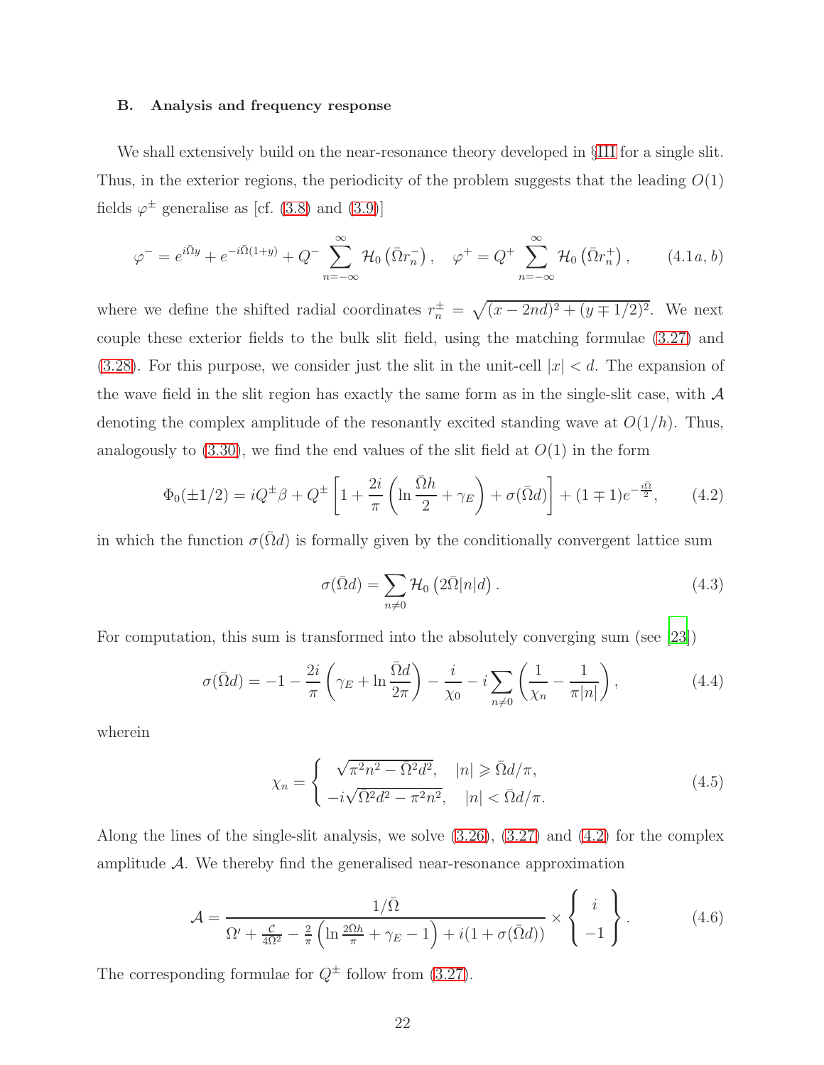### B. Analysis and frequency response

We shall extensively build on the near-resonance theory developed in §III for a single slit. Thus, in the exterior regions, the periodicity of the problem suggests that the leading $O(1)$ fields $\varphi^{\pm}$ generalise as [cf. (3.8) and (3.9)]

$$\varphi^{-} = e^{i\bar{\Omega}y} + e^{-i\bar{\Omega}(1+y)} + Q^{-}\sum_{n=-\infty}^{\infty}\mathcal{H}_0\left(\bar{\Omega}r_n^{-}\right), \quad \varphi^{+} = Q^{+}\sum_{n=-\infty}^{\infty}\mathcal{H}_0\left(\bar{\Omega}r_n^{+}\right), \tag{4.1$a,b$}$$

where we define the shifted radial coordinates $r_n^{\pm} = \sqrt{(x-2nd)^2+(y\mp 1/2)^2}$. We next couple these exterior fields to the bulk slit field, using the matching formulae (3.27) and (3.28). For this purpose, we consider just the slit in the unit-cell $|x|<d$. The expansion of the wave field in the slit region has exactly the same form as in the single-slit case, with $\mathcal{A}$ denoting the complex amplitude of the resonantly excited standing wave at $O(1/h)$. Thus, analogously to (3.30), we find the end values of the slit field at $O(1)$ in the form

$$\Phi_0(\pm 1/2) = iQ^{\pm}\beta + Q^{\pm}\left[1 + \frac{2i}{\pi}\left(\ln\frac{\bar{\Omega}h}{2} + \gamma_E\right) + \sigma(\bar{\Omega}d)\right] + (1\mp 1)e^{-\frac{i\bar{\Omega}}{2}}, \tag{4.2}$$

in which the function $\sigma(\bar{\Omega}d)$ is formally given by the conditionally convergent lattice sum

$$\sigma(\bar{\Omega}d) = \sum_{n\neq 0}\mathcal{H}_0\left(2\bar{\Omega}|n|d\right). \tag{4.3}$$

For computation, this sum is transformed into the absolutely converging sum (see [23])

$$\sigma(\bar{\Omega}d) = -1 - \frac{2i}{\pi}\left(\gamma_E + \ln\frac{\bar{\Omega}d}{2\pi}\right) - \frac{i}{\chi_0} - i\sum_{n\neq 0}\left(\frac{1}{\chi_n} - \frac{1}{\pi|n|}\right), \tag{4.4}$$

wherein

$$\chi_n = \begin{cases} \sqrt{\pi^2n^2 - \bar{\Omega}^2d^2}, & |n| \geqslant \bar{\Omega}d/\pi, \\ -i\sqrt{\bar{\Omega}^2d^2 - \pi^2n^2}, & |n| < \bar{\Omega}d/\pi. \end{cases} \tag{4.5}$$

Along the lines of the single-slit analysis, we solve (3.26), (3.27) and (4.2) for the complex amplitude $\mathcal{A}$. We thereby find the generalised near-resonance approximation

$$\mathcal{A} = \frac{1/\bar{\Omega}}{\Omega' + \frac{\mathcal{C}}{4\bar{\Omega}^2} - \frac{2}{\pi}\left(\ln\frac{2\bar{\Omega}h}{\pi} + \gamma_E - 1\right) + i(1+\sigma(\bar{\Omega}d))} \times \left\{\begin{array}{c} i \\ -1 \end{array}\right\}. \tag{4.6}$$

The corresponding formulae for $Q^{\pm}$ follow from (3.27).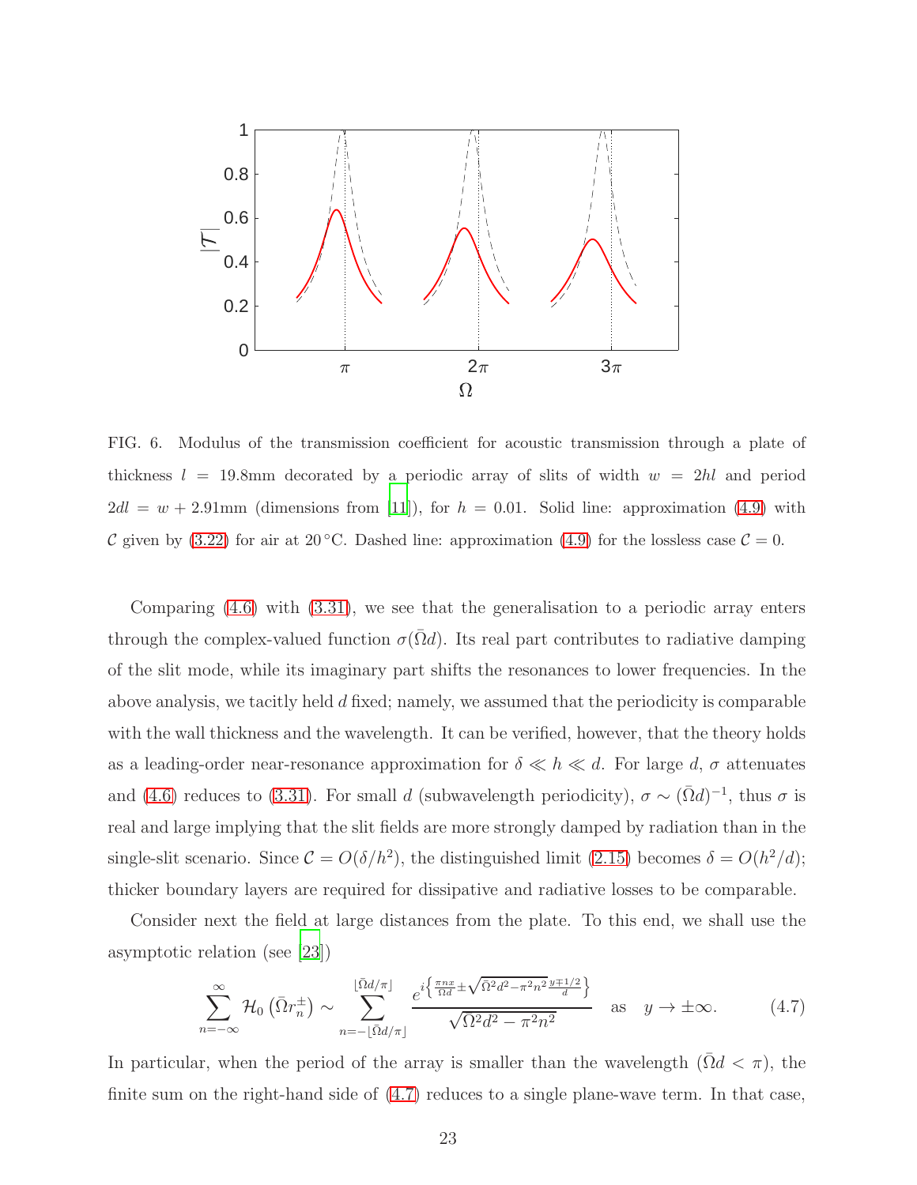FIG. 6. Modulus of the transmission coefficient for acoustic transmission through a plate of thickness $l = 19.8$mm decorated by a periodic array of slits of width $w = 2hl$ and period $2dl = w + 2.91$mm (dimensions from [11]), for $h = 0.01$. Solid line: approximation (4.9) with $\mathcal{C}$ given by (3.22) for air at 20 °C. Dashed line: approximation (4.9) for the lossless case $\mathcal{C} = 0$.

Comparing (4.6) with (3.31), we see that the generalisation to a periodic array enters through the complex-valued function $\sigma(\bar{\Omega}d)$. Its real part contributes to radiative damping of the slit mode, while its imaginary part shifts the resonances to lower frequencies. In the above analysis, we tacitly held $d$ fixed; namely, we assumed that the periodicity is comparable with the wall thickness and the wavelength. It can be verified, however, that the theory holds as a leading-order near-resonance approximation for $\delta \ll h \ll d$. For large $d$, $\sigma$ attenuates and (4.6) reduces to (3.31). For small $d$ (subwavelength periodicity), $\sigma \sim (\bar{\Omega}d)^{-1}$, thus $\sigma$ is real and large implying that the slit fields are more strongly damped by radiation than in the single-slit scenario. Since $\mathcal{C} = O(\delta/h^2)$, the distinguished limit (2.15) becomes $\delta = O(h^2/d)$; thicker boundary layers are required for dissipative and radiative losses to be comparable.

Consider next the field at large distances from the plate. To this end, we shall use the asymptotic relation (see [23])

$$\sum_{n=-\infty}^{\infty} \mathcal{H}_0\left(\bar{\Omega}r_n^{\pm}\right) \sim \sum_{n=-\lfloor \bar{\Omega}d/\pi \rfloor}^{\lfloor \bar{\Omega}d/\pi \rfloor} \frac{e^{i\left\{\frac{\pi n x}{\bar{\Omega}d} \pm \sqrt{\bar{\Omega}^2 d^2 - \pi^2 n^2}\,\frac{y \mp 1/2}{d}\right\}}}{\sqrt{\bar{\Omega}^2 d^2 - \pi^2 n^2}} \quad \text{as} \quad y \to \pm\infty. \tag{4.7}$$

In particular, when the period of the array is smaller than the wavelength ($\bar{\Omega}d < \pi$), the finite sum on the right-hand side of (4.7) reduces to a single plane-wave term. In that case,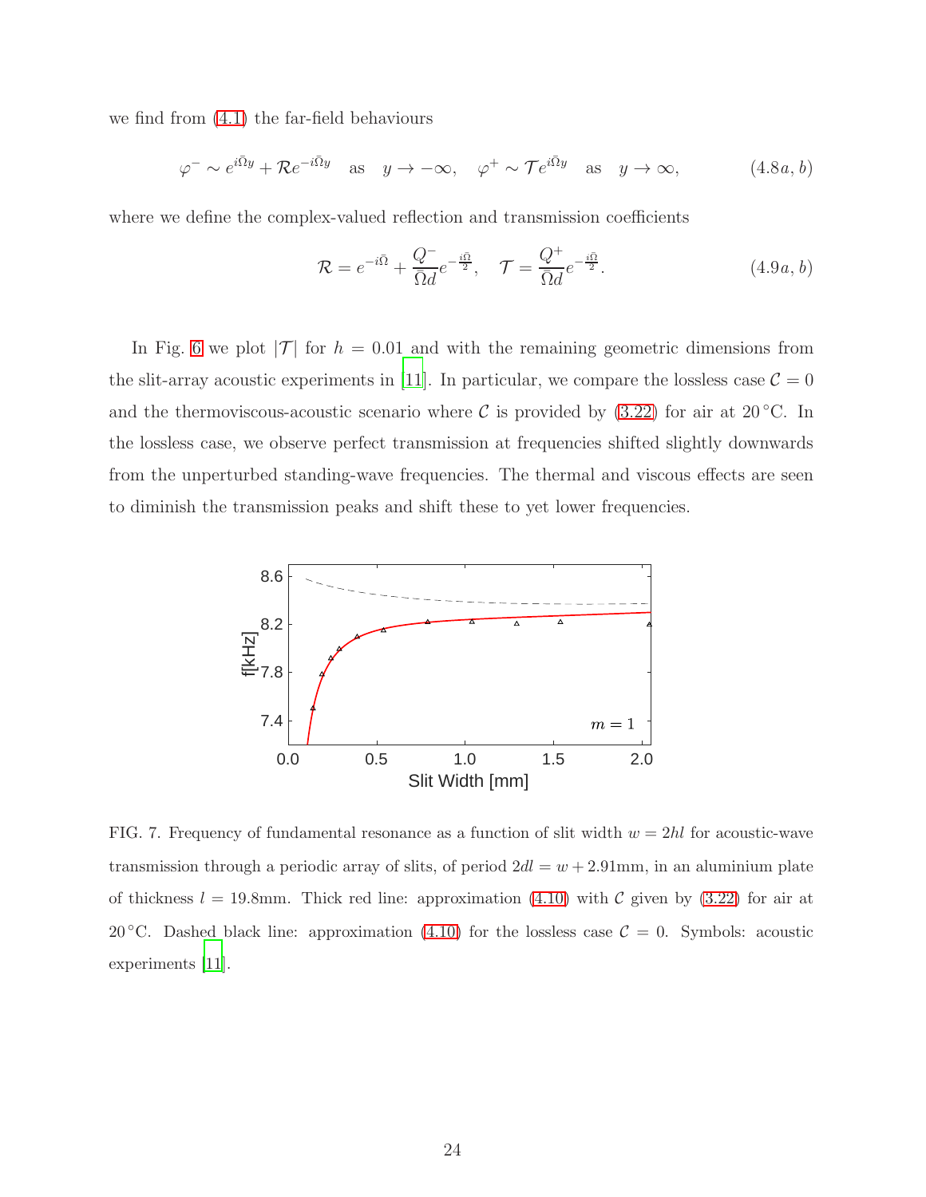we find from (4.1) the far-field behaviours

$$\varphi^{-} \sim e^{i\bar{\Omega}y} + \mathcal{R}e^{-i\bar{\Omega}y} \quad \text{as} \quad y \to -\infty, \quad \varphi^{+} \sim \mathcal{T}e^{i\bar{\Omega}y} \quad \text{as} \quad y \to \infty, \tag{4.8$a,b$}$$

where we define the complex-valued reflection and transmission coefficients

$$\mathcal{R} = e^{-i\bar{\Omega}} + \frac{Q^{-}}{\bar{\Omega}d}e^{-\frac{i\bar{\Omega}}{2}}, \quad \mathcal{T} = \frac{Q^{+}}{\bar{\Omega}d}e^{-\frac{i\bar{\Omega}}{2}}. \tag{4.9$a,b$}$$

In Fig. 6 we plot $|\mathcal{T}|$ for $h = 0.01$ and with the remaining geometric dimensions from the slit-array acoustic experiments in [11]. In particular, we compare the lossless case $\mathcal{C} = 0$ and the thermoviscous-acoustic scenario where $\mathcal{C}$ is provided by (3.22) for air at $20\,^{\circ}$C. In the lossless case, we observe perfect transmission at frequencies shifted slightly downwards from the unperturbed standing-wave frequencies. The thermal and viscous effects are seen to diminish the transmission peaks and shift these to yet lower frequencies.

FIG. 7. Frequency of fundamental resonance as a function of slit width $w = 2hl$ for acoustic-wave transmission through a periodic array of slits, of period $2dl = w + 2.91$mm, in an aluminium plate of thickness $l = 19.8$mm. Thick red line: approximation (4.10) with $\mathcal{C}$ given by (3.22) for air at $20\,^{\circ}$C. Dashed black line: approximation (4.10) for the lossless case $\mathcal{C} = 0$. Symbols: acoustic experiments [11].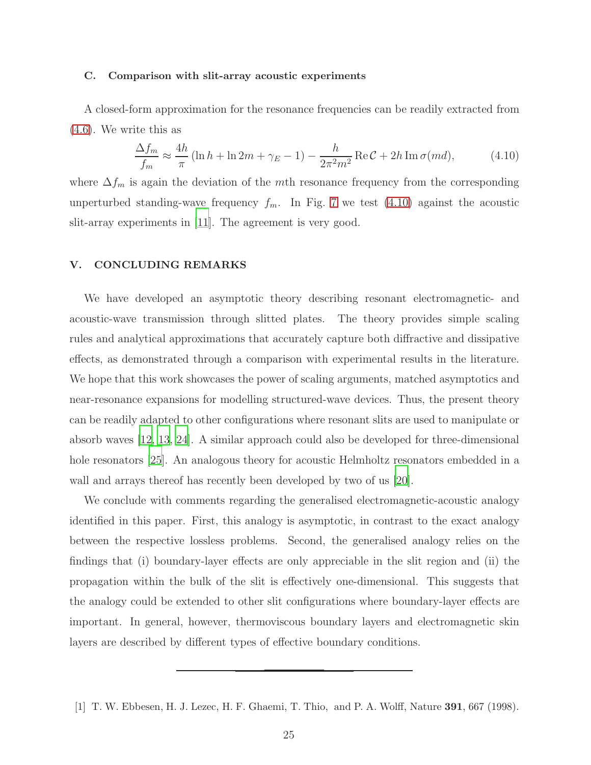### C. Comparison with slit-array acoustic experiments

A closed-form approximation for the resonance frequencies can be readily extracted from (4.6). We write this as

$$\frac{\Delta f_m}{f_m} \approx \frac{4h}{\pi}\left(\ln h + \ln 2m + \gamma_E - 1\right) - \frac{h}{2\pi^2 m^2}\operatorname{Re}\mathcal{C} + 2h\operatorname{Im}\sigma(md), \tag{4.10}$$

where $\Delta f_m$ is again the deviation of the $m$th resonance frequency from the corresponding unperturbed standing-wave frequency $f_m$. In Fig. 7 we test (4.10) against the acoustic slit-array experiments in [11]. The agreement is very good.

## V. CONCLUDING REMARKS

We have developed an asymptotic theory describing resonant electromagnetic- and acoustic-wave transmission through slitted plates. The theory provides simple scaling rules and analytical approximations that accurately capture both diffractive and dissipative effects, as demonstrated through a comparison with experimental results in the literature. We hope that this work showcases the power of scaling arguments, matched asymptotics and near-resonance expansions for modelling structured-wave devices. Thus, the present theory can be readily adapted to other configurations where resonant slits are used to manipulate or absorb waves [12, 13, 24]. A similar approach could also be developed for three-dimensional hole resonators [25]. An analogous theory for acoustic Helmholtz resonators embedded in a wall and arrays thereof has recently been developed by two of us [20].

We conclude with comments regarding the generalised electromagnetic-acoustic analogy identified in this paper. First, this analogy is asymptotic, in contrast to the exact analogy between the respective lossless problems. Second, the generalised analogy relies on the findings that (i) boundary-layer effects are only appreciable in the slit region and (ii) the propagation within the bulk of the slit is effectively one-dimensional. This suggests that the analogy could be extended to other slit configurations where boundary-layer effects are important. In general, however, thermoviscous boundary layers and electromagnetic skin layers are described by different types of effective boundary conditions.

---

[1] T. W. Ebbesen, H. J. Lezec, H. F. Ghaemi, T. Thio, and P. A. Wolff, Nature **391**, 667 (1998).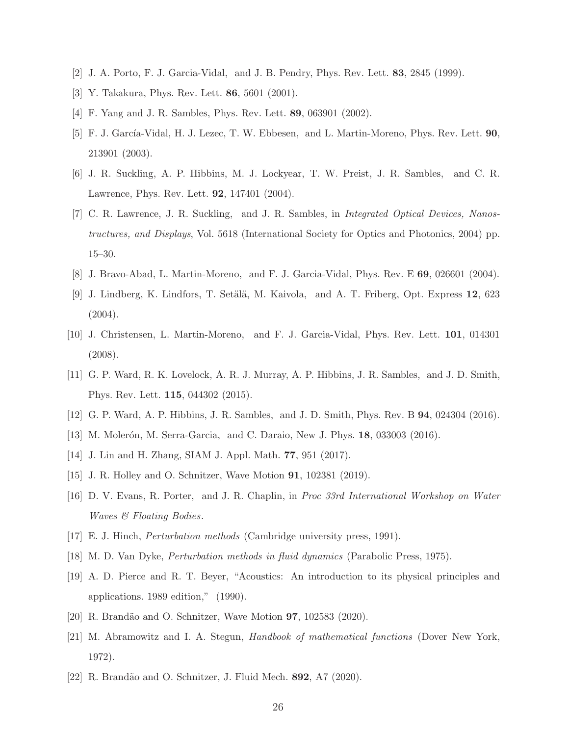[2] J. A. Porto, F. J. Garcia-Vidal, and J. B. Pendry, Phys. Rev. Lett. **83**, 2845 (1999).

[3] Y. Takakura, Phys. Rev. Lett. **86**, 5601 (2001).

[4] F. Yang and J. R. Sambles, Phys. Rev. Lett. **89**, 063901 (2002).

[5] F. J. García-Vidal, H. J. Lezec, T. W. Ebbesen, and L. Martin-Moreno, Phys. Rev. Lett. **90**, 213901 (2003).

[6] J. R. Suckling, A. P. Hibbins, M. J. Lockyear, T. W. Preist, J. R. Sambles, and C. R. Lawrence, Phys. Rev. Lett. **92**, 147401 (2004).

[7] C. R. Lawrence, J. R. Suckling, and J. R. Sambles, in *Integrated Optical Devices, Nanostructures, and Displays*, Vol. 5618 (International Society for Optics and Photonics, 2004) pp. 15–30.

[8] J. Bravo-Abad, L. Martin-Moreno, and F. J. Garcia-Vidal, Phys. Rev. E **69**, 026601 (2004).

[9] J. Lindberg, K. Lindfors, T. Setälä, M. Kaivola, and A. T. Friberg, Opt. Express **12**, 623 (2004).

[10] J. Christensen, L. Martin-Moreno, and F. J. Garcia-Vidal, Phys. Rev. Lett. **101**, 014301 (2008).

[11] G. P. Ward, R. K. Lovelock, A. R. J. Murray, A. P. Hibbins, J. R. Sambles, and J. D. Smith, Phys. Rev. Lett. **115**, 044302 (2015).

[12] G. P. Ward, A. P. Hibbins, J. R. Sambles, and J. D. Smith, Phys. Rev. B **94**, 024304 (2016).

[13] M. Molerón, M. Serra-Garcia, and C. Daraio, New J. Phys. **18**, 033003 (2016).

[14] J. Lin and H. Zhang, SIAM J. Appl. Math. **77**, 951 (2017).

[15] J. R. Holley and O. Schnitzer, Wave Motion **91**, 102381 (2019).

[16] D. V. Evans, R. Porter, and J. R. Chaplin, in *Proc 33rd International Workshop on Water Waves & Floating Bodies*.

[17] E. J. Hinch, *Perturbation methods* (Cambridge university press, 1991).

[18] M. D. Van Dyke, *Perturbation methods in fluid dynamics* (Parabolic Press, 1975).

[19] A. D. Pierce and R. T. Beyer, "Acoustics: An introduction to its physical principles and applications. 1989 edition," (1990).

[20] R. Brandão and O. Schnitzer, Wave Motion **97**, 102583 (2020).

[21] M. Abramowitz and I. A. Stegun, *Handbook of mathematical functions* (Dover New York, 1972).

[22] R. Brandão and O. Schnitzer, J. Fluid Mech. **892**, A7 (2020).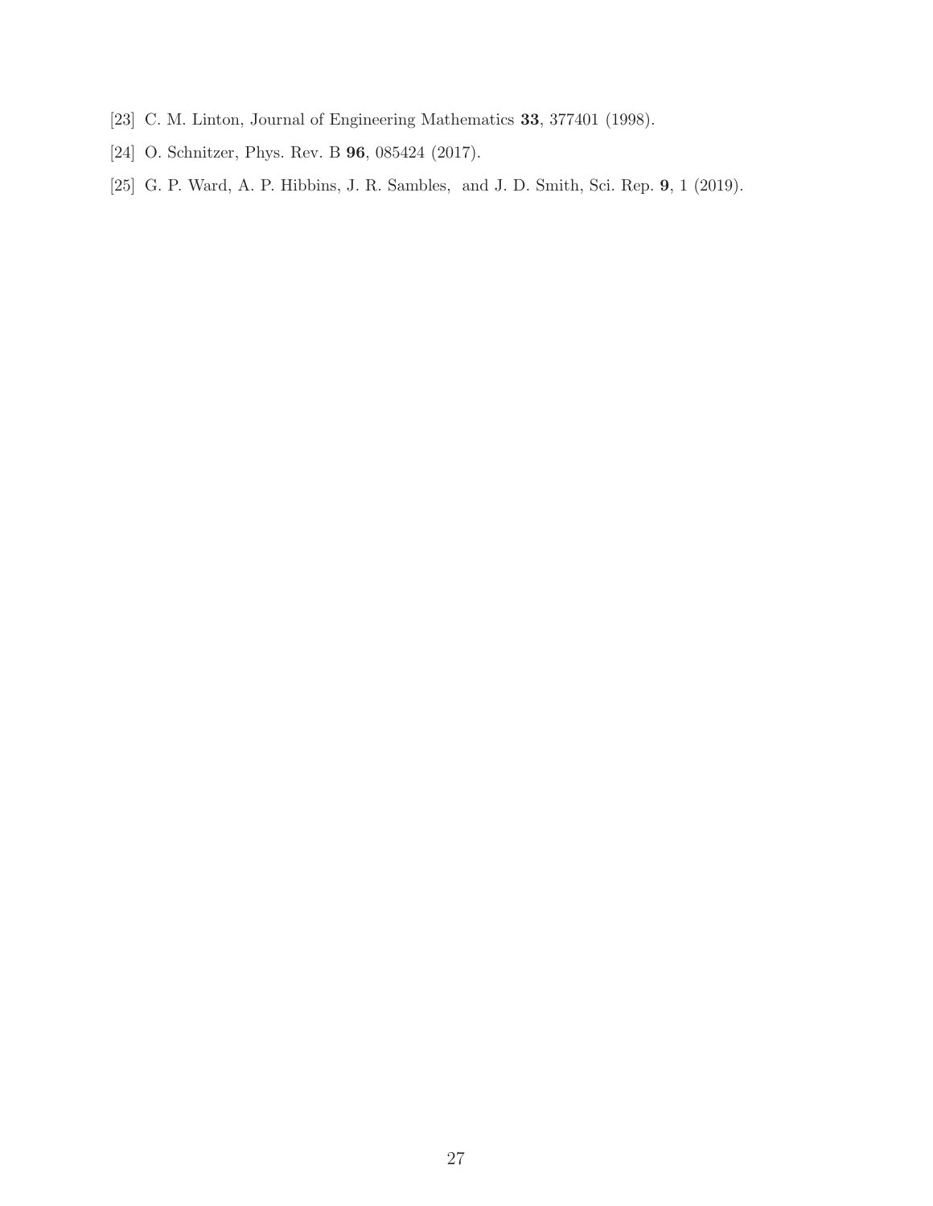[23] C. M. Linton, Journal of Engineering Mathematics **33**, 377401 (1998).

[24] O. Schnitzer, Phys. Rev. B **96**, 085424 (2017).

[25] G. P. Ward, A. P. Hibbins, J. R. Sambles, and J. D. Smith, Sci. Rep. **9**, 1 (2019).